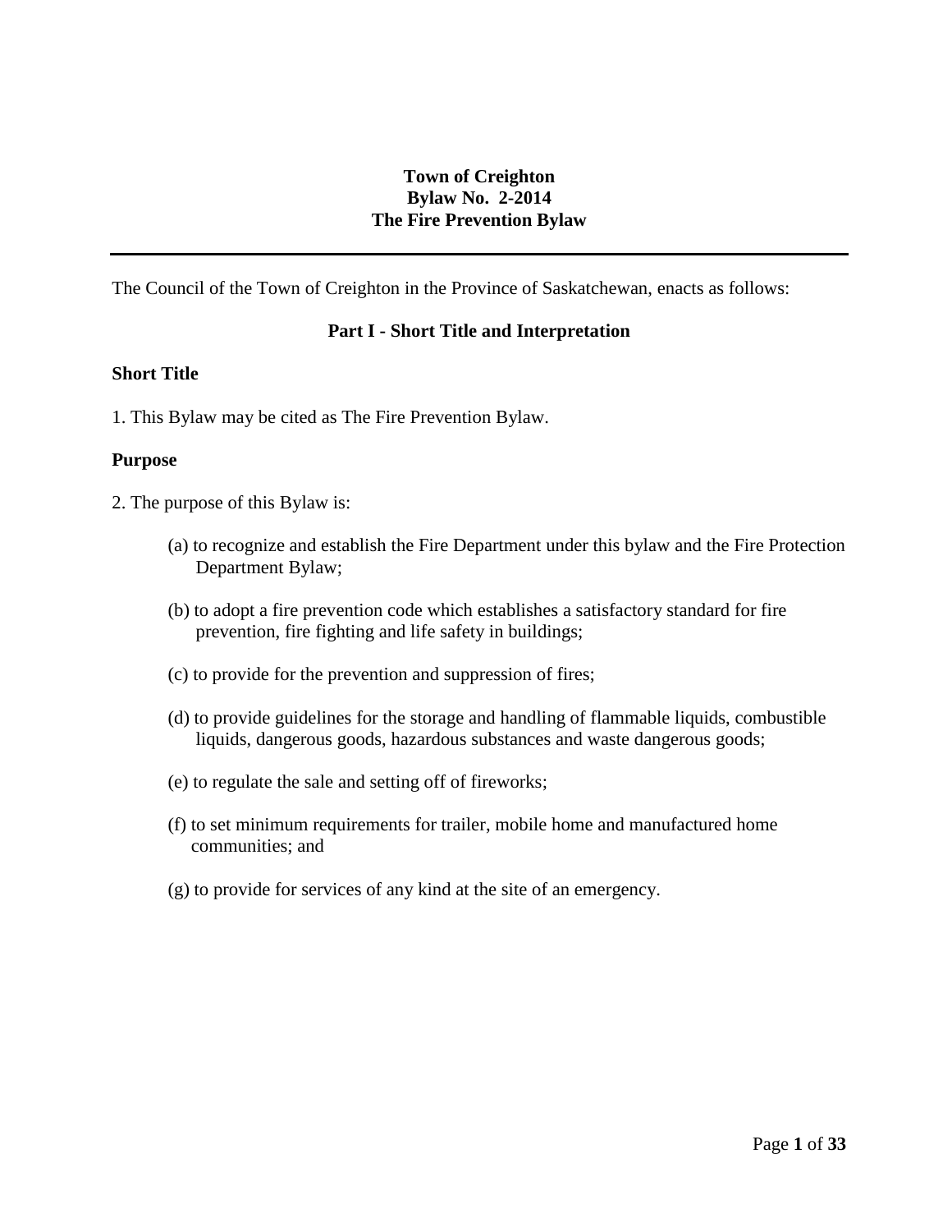# Town of Creighton
# Bylaw No. 2-2014
# The Fire Prevention Bylaw

---

The Council of the Town of Creighton in the Province of Saskatchewan, enacts as follows:

## Part I - Short Title and Interpretation

### Short Title

1. This Bylaw may be cited as The Fire Prevention Bylaw.

### Purpose

2. The purpose of this Bylaw is:

(a) to recognize and establish the Fire Department under this bylaw and the Fire Protection Department Bylaw;

(b) to adopt a fire prevention code which establishes a satisfactory standard for fire prevention, fire fighting and life safety in buildings;

(c) to provide for the prevention and suppression of fires;

(d) to provide guidelines for the storage and handling of flammable liquids, combustible liquids, dangerous goods, hazardous substances and waste dangerous goods;

(e) to regulate the sale and setting off of fireworks;

(f) to set minimum requirements for trailer, mobile home and manufactured home communities; and

(g) to provide for services of any kind at the site of an emergency.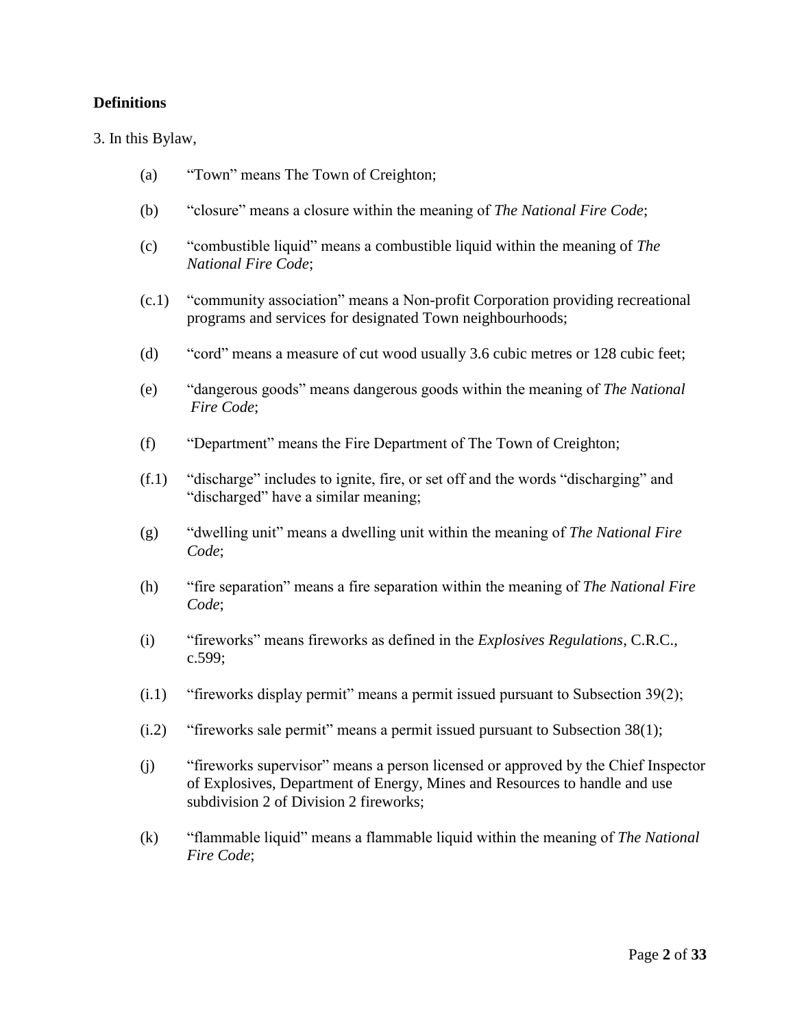**Definitions**

3. In this Bylaw,

(a) "Town" means The Town of Creighton;

(b) "closure" means a closure within the meaning of *The National Fire Code*;

(c) "combustible liquid" means a combustible liquid within the meaning of *The National Fire Code*;

(c.1) "community association" means a Non-profit Corporation providing recreational programs and services for designated Town neighbourhoods;

(d) "cord" means a measure of cut wood usually 3.6 cubic metres or 128 cubic feet;

(e) "dangerous goods" means dangerous goods within the meaning of *The National Fire Code*;

(f) "Department" means the Fire Department of The Town of Creighton;

(f.1) "discharge" includes to ignite, fire, or set off and the words "discharging" and "discharged" have a similar meaning;

(g) "dwelling unit" means a dwelling unit within the meaning of *The National Fire Code*;

(h) "fire separation" means a fire separation within the meaning of *The National Fire Code*;

(i) "fireworks" means fireworks as defined in the *Explosives Regulations*, C.R.C., c.599;

(i.1) "fireworks display permit" means a permit issued pursuant to Subsection 39(2);

(i.2) "fireworks sale permit" means a permit issued pursuant to Subsection 38(1);

(j) "fireworks supervisor" means a person licensed or approved by the Chief Inspector of Explosives, Department of Energy, Mines and Resources to handle and use subdivision 2 of Division 2 fireworks;

(k) "flammable liquid" means a flammable liquid within the meaning of *The National Fire Code*;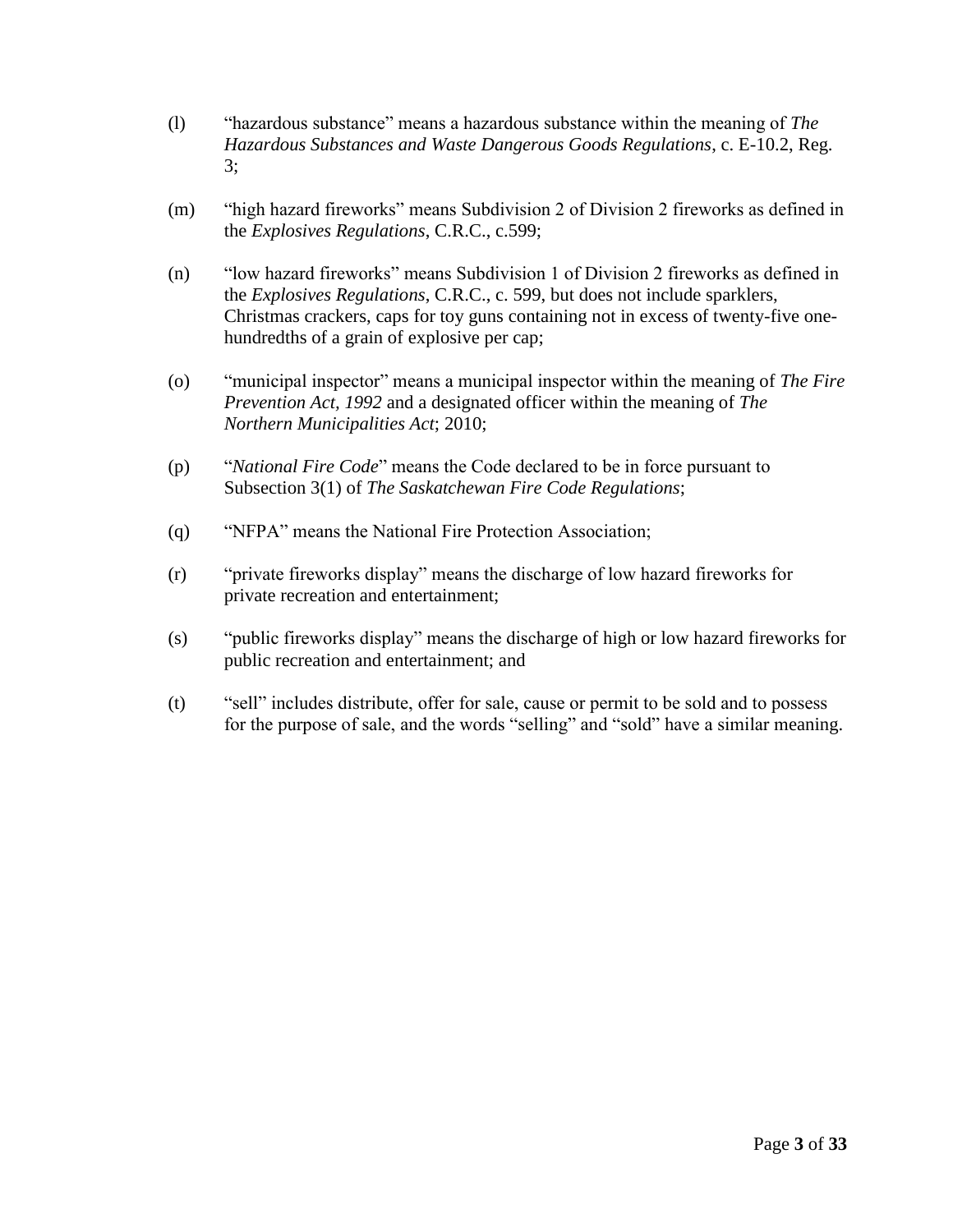(l) "hazardous substance" means a hazardous substance within the meaning of *The Hazardous Substances and Waste Dangerous Goods Regulations*, c. E-10.2, Reg. 3;

(m) "high hazard fireworks" means Subdivision 2 of Division 2 fireworks as defined in the *Explosives Regulations*, C.R.C., c.599;

(n) "low hazard fireworks" means Subdivision 1 of Division 2 fireworks as defined in the *Explosives Regulations*, C.R.C., c. 599, but does not include sparklers, Christmas crackers, caps for toy guns containing not in excess of twenty-five one-hundredths of a grain of explosive per cap;

(o) "municipal inspector" means a municipal inspector within the meaning of *The Fire Prevention Act, 1992* and a designated officer within the meaning of *The Northern Municipalities Act*; 2010;

(p) "*National Fire Code*" means the Code declared to be in force pursuant to Subsection 3(1) of *The Saskatchewan Fire Code Regulations*;

(q) "NFPA" means the National Fire Protection Association;

(r) "private fireworks display" means the discharge of low hazard fireworks for private recreation and entertainment;

(s) "public fireworks display" means the discharge of high or low hazard fireworks for public recreation and entertainment; and

(t) "sell" includes distribute, offer for sale, cause or permit to be sold and to possess for the purpose of sale, and the words "selling" and "sold" have a similar meaning.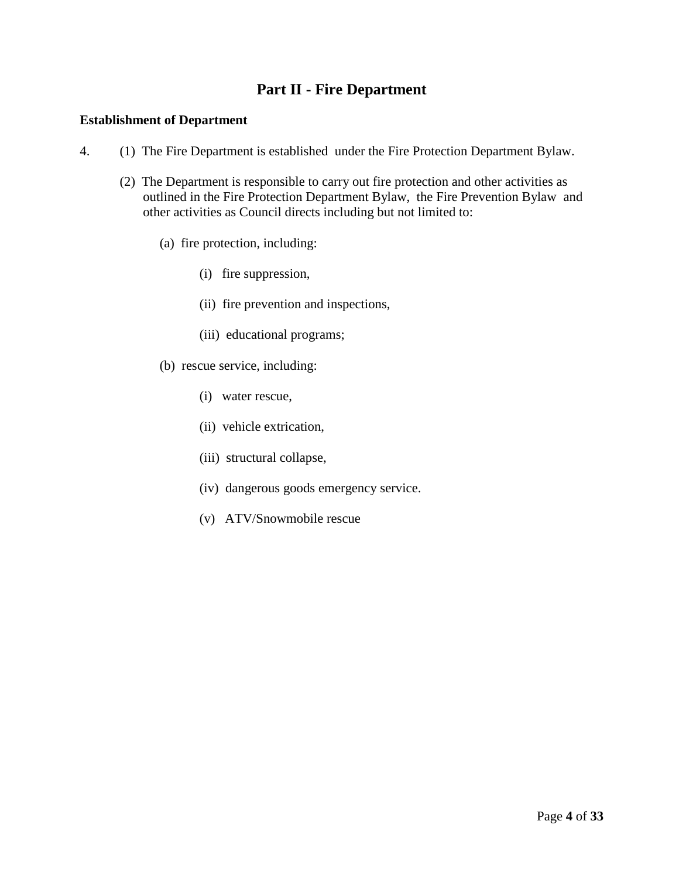## Part II - Fire Department

**Establishment of Department**

4. (1) The Fire Department is established under the Fire Protection Department Bylaw.

   (2) The Department is responsible to carry out fire protection and other activities as outlined in the Fire Protection Department Bylaw, the Fire Prevention Bylaw and other activities as Council directs including but not limited to:

   (a) fire protection, including:

      (i) fire suppression,

      (ii) fire prevention and inspections,

      (iii) educational programs;

   (b) rescue service, including:

      (i) water rescue,

      (ii) vehicle extrication,

      (iii) structural collapse,

      (iv) dangerous goods emergency service.

      (v) ATV/Snowmobile rescue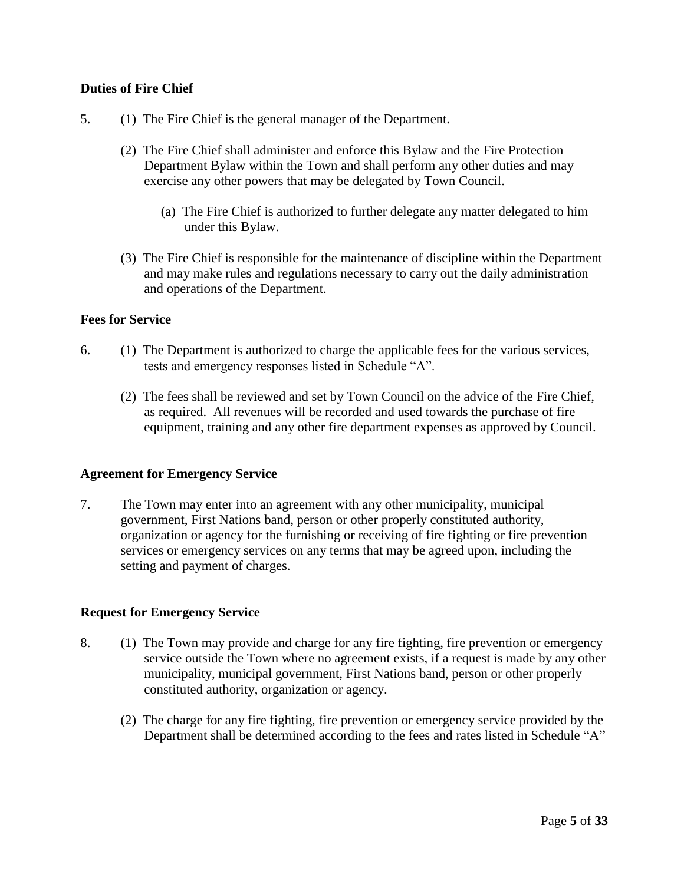**Duties of Fire Chief**

5. (1) The Fire Chief is the general manager of the Department.

   (2) The Fire Chief shall administer and enforce this Bylaw and the Fire Protection Department Bylaw within the Town and shall perform any other duties and may exercise any other powers that may be delegated by Town Council.

      (a) The Fire Chief is authorized to further delegate any matter delegated to him under this Bylaw.

   (3) The Fire Chief is responsible for the maintenance of discipline within the Department and may make rules and regulations necessary to carry out the daily administration and operations of the Department.

**Fees for Service**

6. (1) The Department is authorized to charge the applicable fees for the various services, tests and emergency responses listed in Schedule "A".

   (2) The fees shall be reviewed and set by Town Council on the advice of the Fire Chief, as required. All revenues will be recorded and used towards the purchase of fire equipment, training and any other fire department expenses as approved by Council.

**Agreement for Emergency Service**

7. The Town may enter into an agreement with any other municipality, municipal government, First Nations band, person or other properly constituted authority, organization or agency for the furnishing or receiving of fire fighting or fire prevention services or emergency services on any terms that may be agreed upon, including the setting and payment of charges.

**Request for Emergency Service**

8. (1) The Town may provide and charge for any fire fighting, fire prevention or emergency service outside the Town where no agreement exists, if a request is made by any other municipality, municipal government, First Nations band, person or other properly constituted authority, organization or agency.

   (2) The charge for any fire fighting, fire prevention or emergency service provided by the Department shall be determined according to the fees and rates listed in Schedule "A"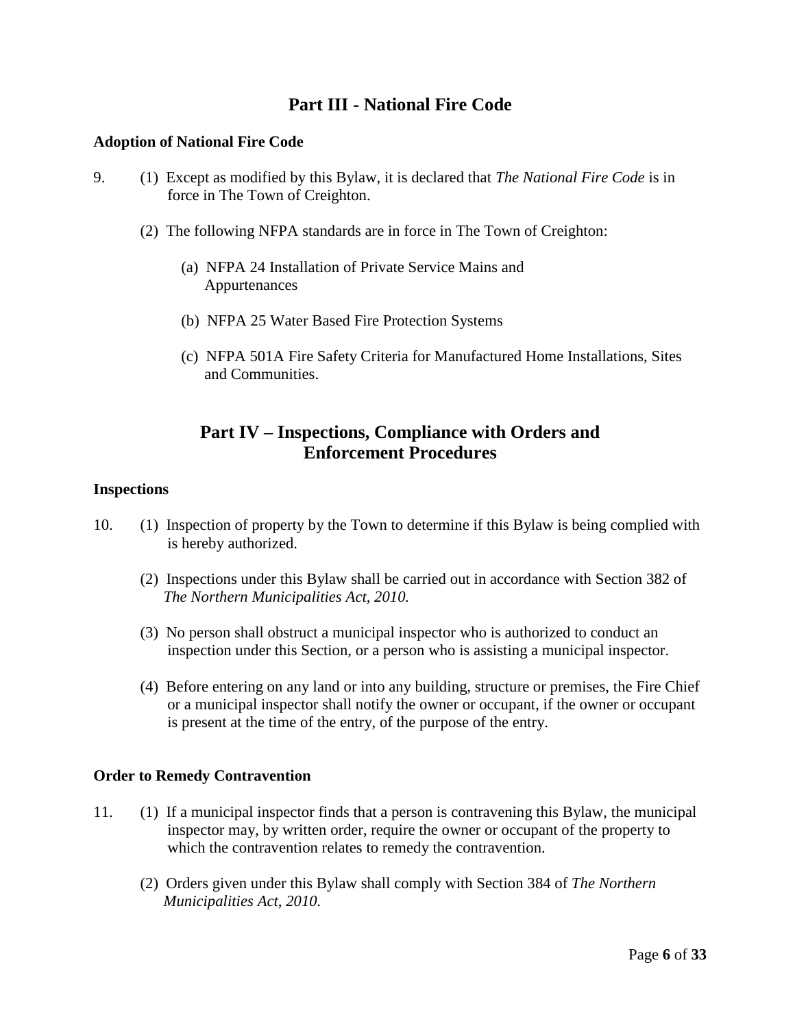## Part III - National Fire Code

**Adoption of National Fire Code**

9. (1) Except as modified by this Bylaw, it is declared that *The National Fire Code* is in force in The Town of Creighton.

   (2) The following NFPA standards are in force in The Town of Creighton:

   (a) NFPA 24 Installation of Private Service Mains and Appurtenances

   (b) NFPA 25 Water Based Fire Protection Systems

   (c) NFPA 501A Fire Safety Criteria for Manufactured Home Installations, Sites and Communities.

## Part IV – Inspections, Compliance with Orders and Enforcement Procedures

**Inspections**

10. (1) Inspection of property by the Town to determine if this Bylaw is being complied with is hereby authorized.

   (2) Inspections under this Bylaw shall be carried out in accordance with Section 382 of *The Northern Municipalities Act, 2010.*

   (3) No person shall obstruct a municipal inspector who is authorized to conduct an inspection under this Section, or a person who is assisting a municipal inspector.

   (4) Before entering on any land or into any building, structure or premises, the Fire Chief or a municipal inspector shall notify the owner or occupant, if the owner or occupant is present at the time of the entry, of the purpose of the entry.

**Order to Remedy Contravention**

11. (1) If a municipal inspector finds that a person is contravening this Bylaw, the municipal inspector may, by written order, require the owner or occupant of the property to which the contravention relates to remedy the contravention.

   (2) Orders given under this Bylaw shall comply with Section 384 of *The Northern Municipalities Act, 2010.*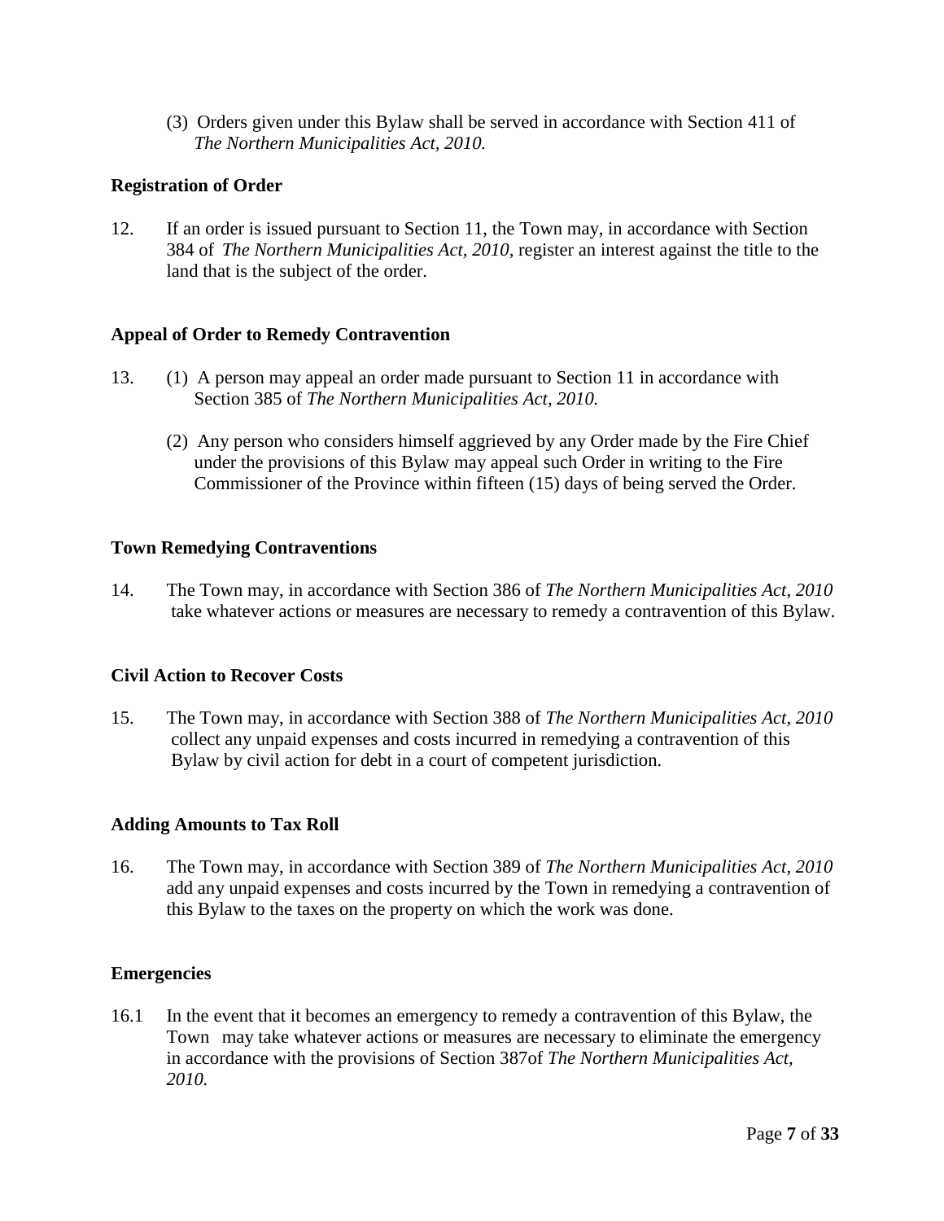(3) Orders given under this Bylaw shall be served in accordance with Section 411 of *The Northern Municipalities Act, 2010.*

**Registration of Order**

12. If an order is issued pursuant to Section 11, the Town may, in accordance with Section 384 of *The Northern Municipalities Act, 2010,* register an interest against the title to the land that is the subject of the order.

**Appeal of Order to Remedy Contravention**

13. (1) A person may appeal an order made pursuant to Section 11 in accordance with Section 385 of *The Northern Municipalities Act, 2010.*

(2) Any person who considers himself aggrieved by any Order made by the Fire Chief under the provisions of this Bylaw may appeal such Order in writing to the Fire Commissioner of the Province within fifteen (15) days of being served the Order.

**Town Remedying Contraventions**

14. The Town may, in accordance with Section 386 of *The Northern Municipalities Act, 2010* take whatever actions or measures are necessary to remedy a contravention of this Bylaw.

**Civil Action to Recover Costs**

15. The Town may, in accordance with Section 388 of *The Northern Municipalities Act, 2010* collect any unpaid expenses and costs incurred in remedying a contravention of this Bylaw by civil action for debt in a court of competent jurisdiction.

**Adding Amounts to Tax Roll**

16. The Town may, in accordance with Section 389 of *The Northern Municipalities Act, 2010* add any unpaid expenses and costs incurred by the Town in remedying a contravention of this Bylaw to the taxes on the property on which the work was done.

**Emergencies**

16.1 In the event that it becomes an emergency to remedy a contravention of this Bylaw, the Town may take whatever actions or measures are necessary to eliminate the emergency in accordance with the provisions of Section 387of *The Northern Municipalities Act, 2010.*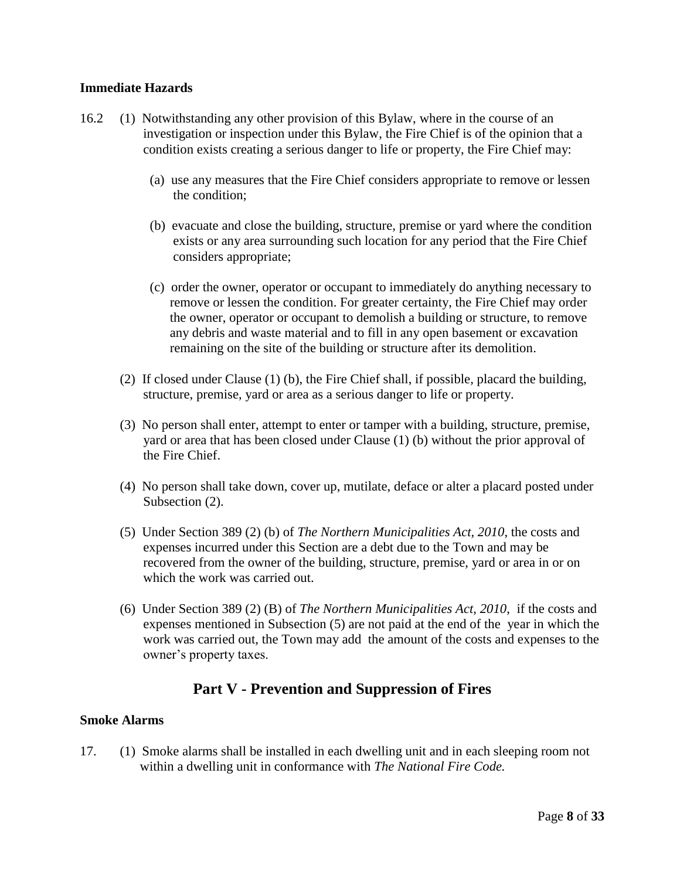**Immediate Hazards**

16.2 (1) Notwithstanding any other provision of this Bylaw, where in the course of an investigation or inspection under this Bylaw, the Fire Chief is of the opinion that a condition exists creating a serious danger to life or property, the Fire Chief may:

(a) use any measures that the Fire Chief considers appropriate to remove or lessen the condition;

(b) evacuate and close the building, structure, premise or yard where the condition exists or any area surrounding such location for any period that the Fire Chief considers appropriate;

(c) order the owner, operator or occupant to immediately do anything necessary to remove or lessen the condition. For greater certainty, the Fire Chief may order the owner, operator or occupant to demolish a building or structure, to remove any debris and waste material and to fill in any open basement or excavation remaining on the site of the building or structure after its demolition.

(2) If closed under Clause (1) (b), the Fire Chief shall, if possible, placard the building, structure, premise, yard or area as a serious danger to life or property.

(3) No person shall enter, attempt to enter or tamper with a building, structure, premise, yard or area that has been closed under Clause (1) (b) without the prior approval of the Fire Chief.

(4) No person shall take down, cover up, mutilate, deface or alter a placard posted under Subsection (2).

(5) Under Section 389 (2) (b) of *The Northern Municipalities Act, 2010*, the costs and expenses incurred under this Section are a debt due to the Town and may be recovered from the owner of the building, structure, premise, yard or area in or on which the work was carried out.

(6) Under Section 389 (2) (B) of *The Northern Municipalities Act, 2010*, if the costs and expenses mentioned in Subsection (5) are not paid at the end of the year in which the work was carried out, the Town may add the amount of the costs and expenses to the owner's property taxes.

## Part V - Prevention and Suppression of Fires

**Smoke Alarms**

17. (1) Smoke alarms shall be installed in each dwelling unit and in each sleeping room not within a dwelling unit in conformance with *The National Fire Code.*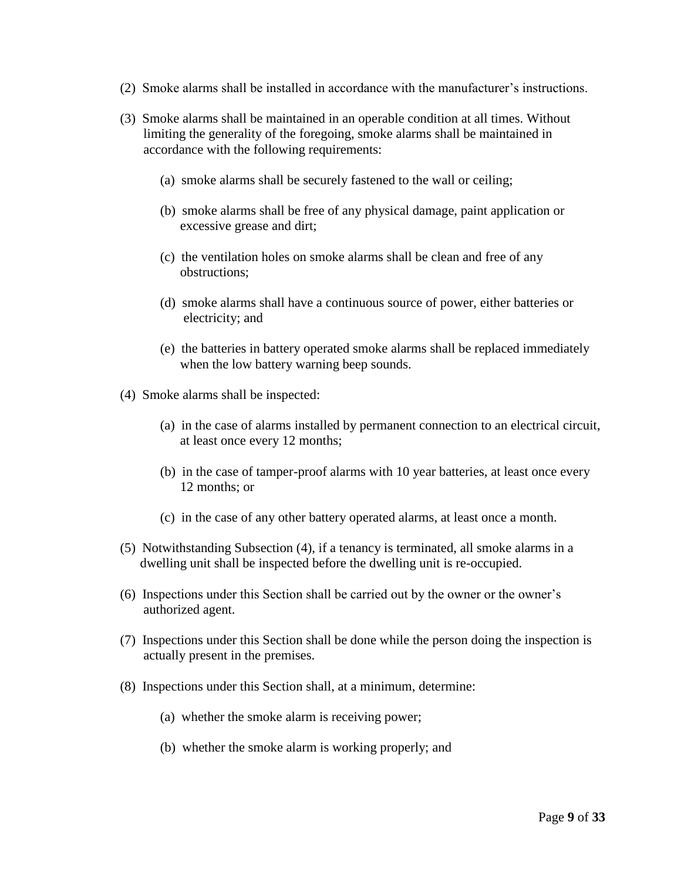(2) Smoke alarms shall be installed in accordance with the manufacturer's instructions.

(3) Smoke alarms shall be maintained in an operable condition at all times. Without limiting the generality of the foregoing, smoke alarms shall be maintained in accordance with the following requirements:

(a) smoke alarms shall be securely fastened to the wall or ceiling;

(b) smoke alarms shall be free of any physical damage, paint application or excessive grease and dirt;

(c) the ventilation holes on smoke alarms shall be clean and free of any obstructions;

(d) smoke alarms shall have a continuous source of power, either batteries or electricity; and

(e) the batteries in battery operated smoke alarms shall be replaced immediately when the low battery warning beep sounds.

(4) Smoke alarms shall be inspected:

(a) in the case of alarms installed by permanent connection to an electrical circuit, at least once every 12 months;

(b) in the case of tamper-proof alarms with 10 year batteries, at least once every 12 months; or

(c) in the case of any other battery operated alarms, at least once a month.

(5) Notwithstanding Subsection (4), if a tenancy is terminated, all smoke alarms in a dwelling unit shall be inspected before the dwelling unit is re-occupied.

(6) Inspections under this Section shall be carried out by the owner or the owner's authorized agent.

(7) Inspections under this Section shall be done while the person doing the inspection is actually present in the premises.

(8) Inspections under this Section shall, at a minimum, determine:

(a) whether the smoke alarm is receiving power;

(b) whether the smoke alarm is working properly; and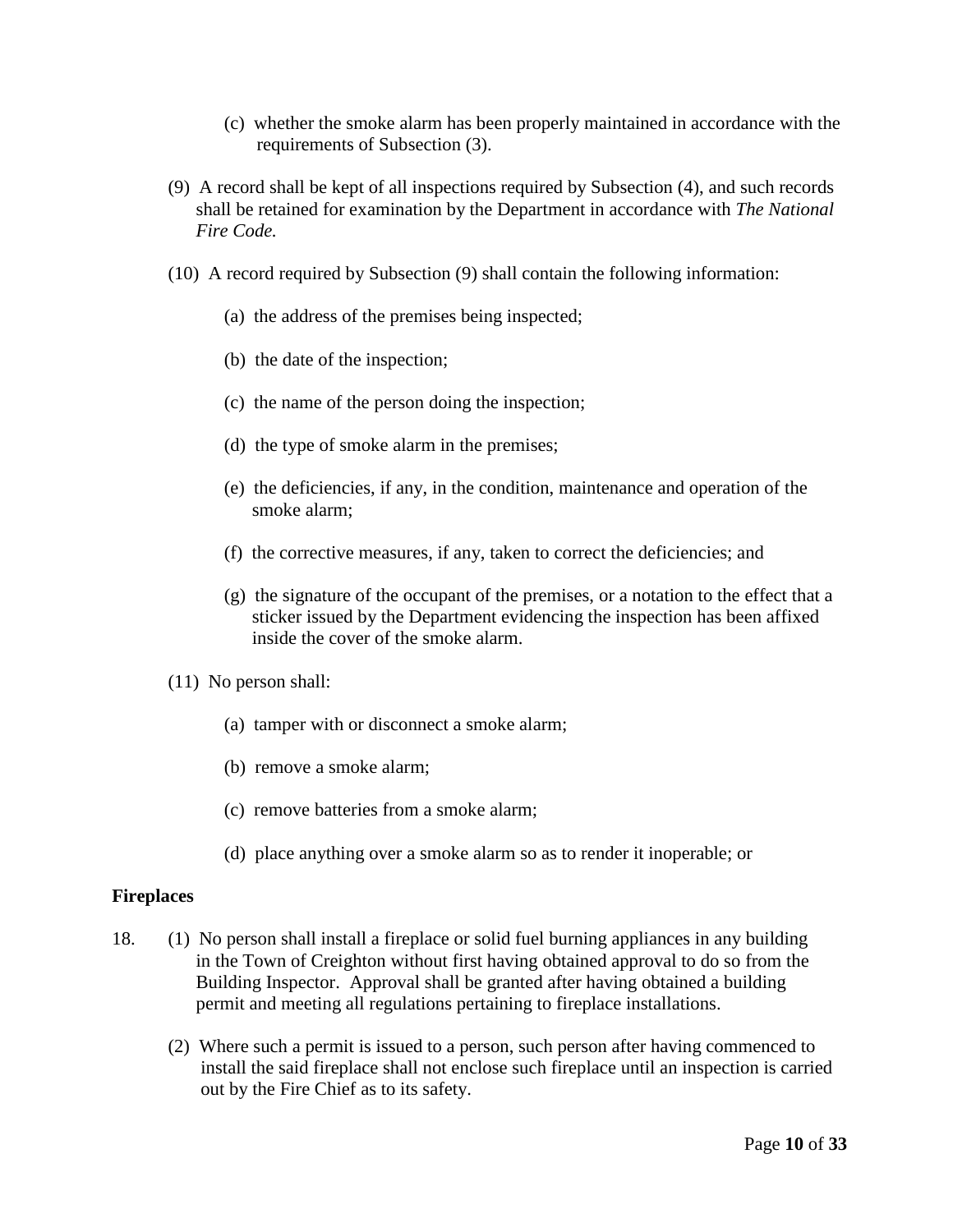(c) whether the smoke alarm has been properly maintained in accordance with the requirements of Subsection (3).

(9) A record shall be kept of all inspections required by Subsection (4), and such records shall be retained for examination by the Department in accordance with *The National Fire Code.*

(10) A record required by Subsection (9) shall contain the following information:

(a) the address of the premises being inspected;

(b) the date of the inspection;

(c) the name of the person doing the inspection;

(d) the type of smoke alarm in the premises;

(e) the deficiencies, if any, in the condition, maintenance and operation of the smoke alarm;

(f) the corrective measures, if any, taken to correct the deficiencies; and

(g) the signature of the occupant of the premises, or a notation to the effect that a sticker issued by the Department evidencing the inspection has been affixed inside the cover of the smoke alarm.

(11) No person shall:

(a) tamper with or disconnect a smoke alarm;

(b) remove a smoke alarm;

(c) remove batteries from a smoke alarm;

(d) place anything over a smoke alarm so as to render it inoperable; or

**Fireplaces**

18. (1) No person shall install a fireplace or solid fuel burning appliances in any building in the Town of Creighton without first having obtained approval to do so from the Building Inspector. Approval shall be granted after having obtained a building permit and meeting all regulations pertaining to fireplace installations.

(2) Where such a permit is issued to a person, such person after having commenced to install the said fireplace shall not enclose such fireplace until an inspection is carried out by the Fire Chief as to its safety.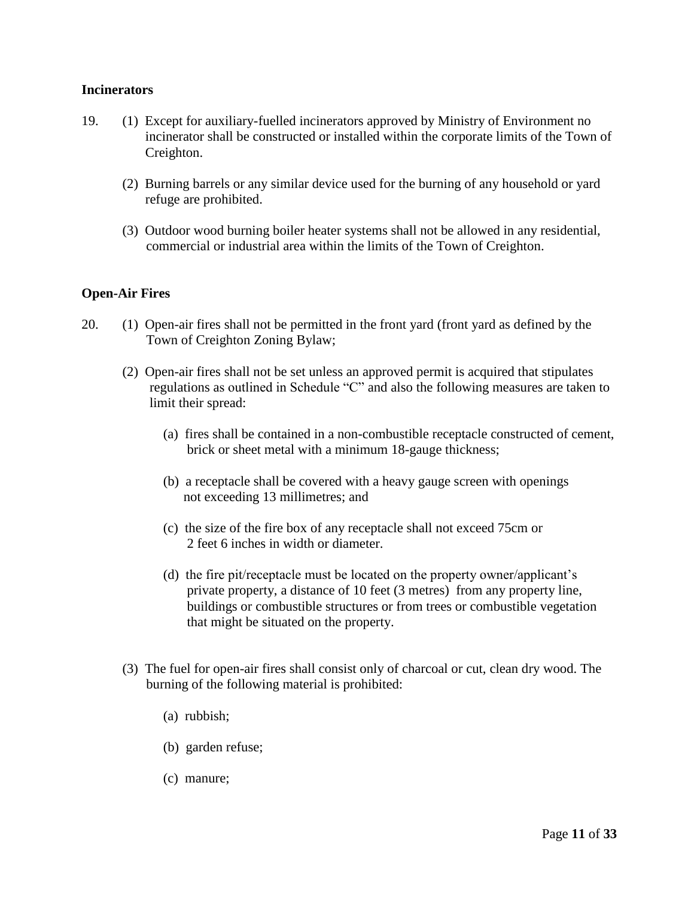**Incinerators**

19. (1) Except for auxiliary-fuelled incinerators approved by Ministry of Environment no incinerator shall be constructed or installed within the corporate limits of the Town of Creighton.

    (2) Burning barrels or any similar device used for the burning of any household or yard refuge are prohibited.

    (3) Outdoor wood burning boiler heater systems shall not be allowed in any residential, commercial or industrial area within the limits of the Town of Creighton.

**Open-Air Fires**

20. (1) Open-air fires shall not be permitted in the front yard (front yard as defined by the Town of Creighton Zoning Bylaw;

    (2) Open-air fires shall not be set unless an approved permit is acquired that stipulates regulations as outlined in Schedule "C" and also the following measures are taken to limit their spread:

    (a) fires shall be contained in a non-combustible receptacle constructed of cement, brick or sheet metal with a minimum 18-gauge thickness;

    (b) a receptacle shall be covered with a heavy gauge screen with openings not exceeding 13 millimetres; and

    (c) the size of the fire box of any receptacle shall not exceed 75cm or 2 feet 6 inches in width or diameter.

    (d) the fire pit/receptacle must be located on the property owner/applicant's private property, a distance of 10 feet (3 metres) from any property line, buildings or combustible structures or from trees or combustible vegetation that might be situated on the property.

    (3) The fuel for open-air fires shall consist only of charcoal or cut, clean dry wood. The burning of the following material is prohibited:

    (a) rubbish;

    (b) garden refuse;

    (c) manure;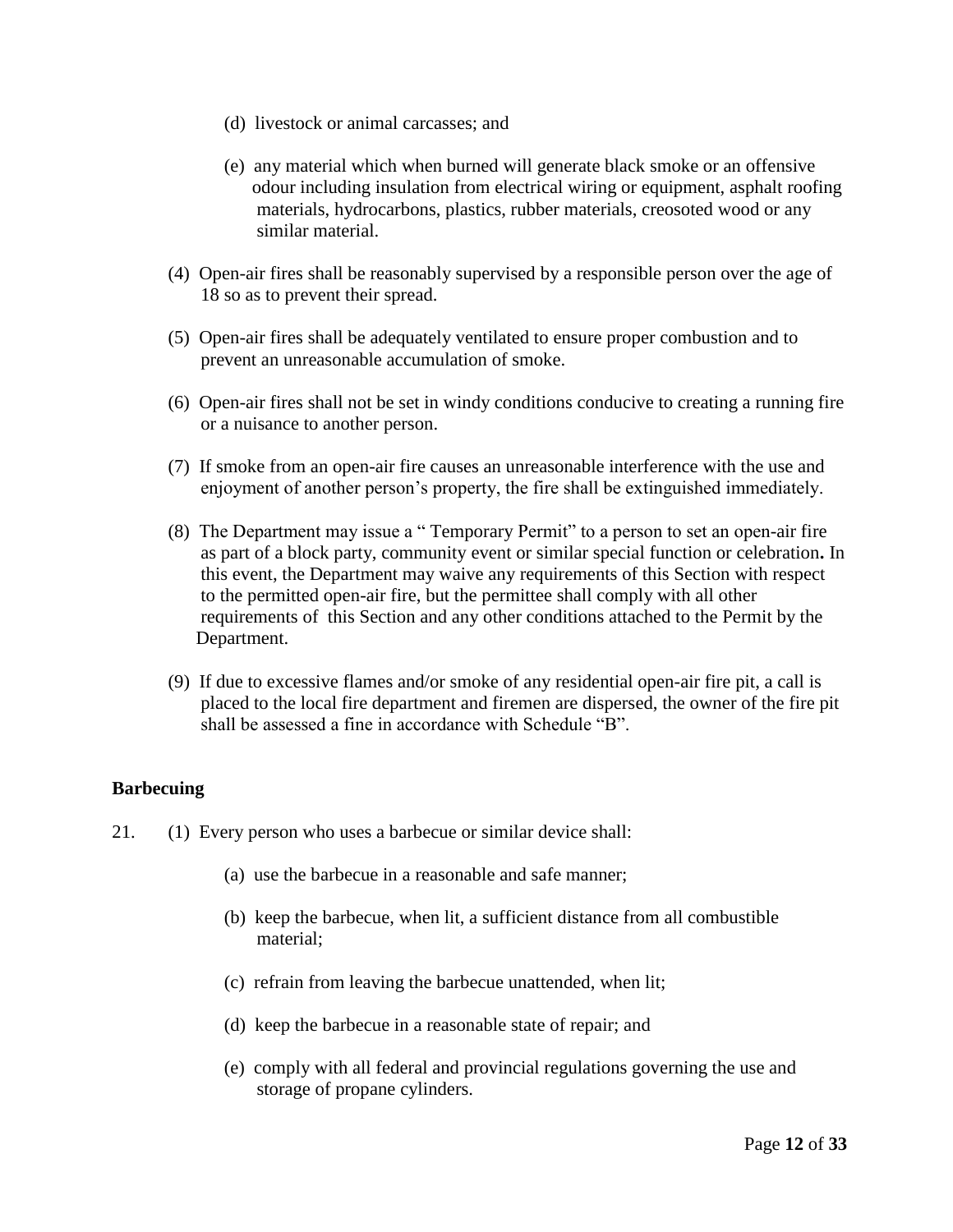(d) livestock or animal carcasses; and

(e) any material which when burned will generate black smoke or an offensive odour including insulation from electrical wiring or equipment, asphalt roofing materials, hydrocarbons, plastics, rubber materials, creosoted wood or any similar material.

(4) Open-air fires shall be reasonably supervised by a responsible person over the age of 18 so as to prevent their spread.

(5) Open-air fires shall be adequately ventilated to ensure proper combustion and to prevent an unreasonable accumulation of smoke.

(6) Open-air fires shall not be set in windy conditions conducive to creating a running fire or a nuisance to another person.

(7) If smoke from an open-air fire causes an unreasonable interference with the use and enjoyment of another person's property, the fire shall be extinguished immediately.

(8) The Department may issue a " Temporary Permit" to a person to set an open-air fire as part of a block party, community event or similar special function or celebration**.** In this event, the Department may waive any requirements of this Section with respect to the permitted open-air fire, but the permittee shall comply with all other requirements of this Section and any other conditions attached to the Permit by the Department.

(9) If due to excessive flames and/or smoke of any residential open-air fire pit, a call is placed to the local fire department and firemen are dispersed, the owner of the fire pit shall be assessed a fine in accordance with Schedule "B".

**Barbecuing**

21. (1) Every person who uses a barbecue or similar device shall:

(a) use the barbecue in a reasonable and safe manner;

(b) keep the barbecue, when lit, a sufficient distance from all combustible material;

(c) refrain from leaving the barbecue unattended, when lit;

(d) keep the barbecue in a reasonable state of repair; and

(e) comply with all federal and provincial regulations governing the use and storage of propane cylinders.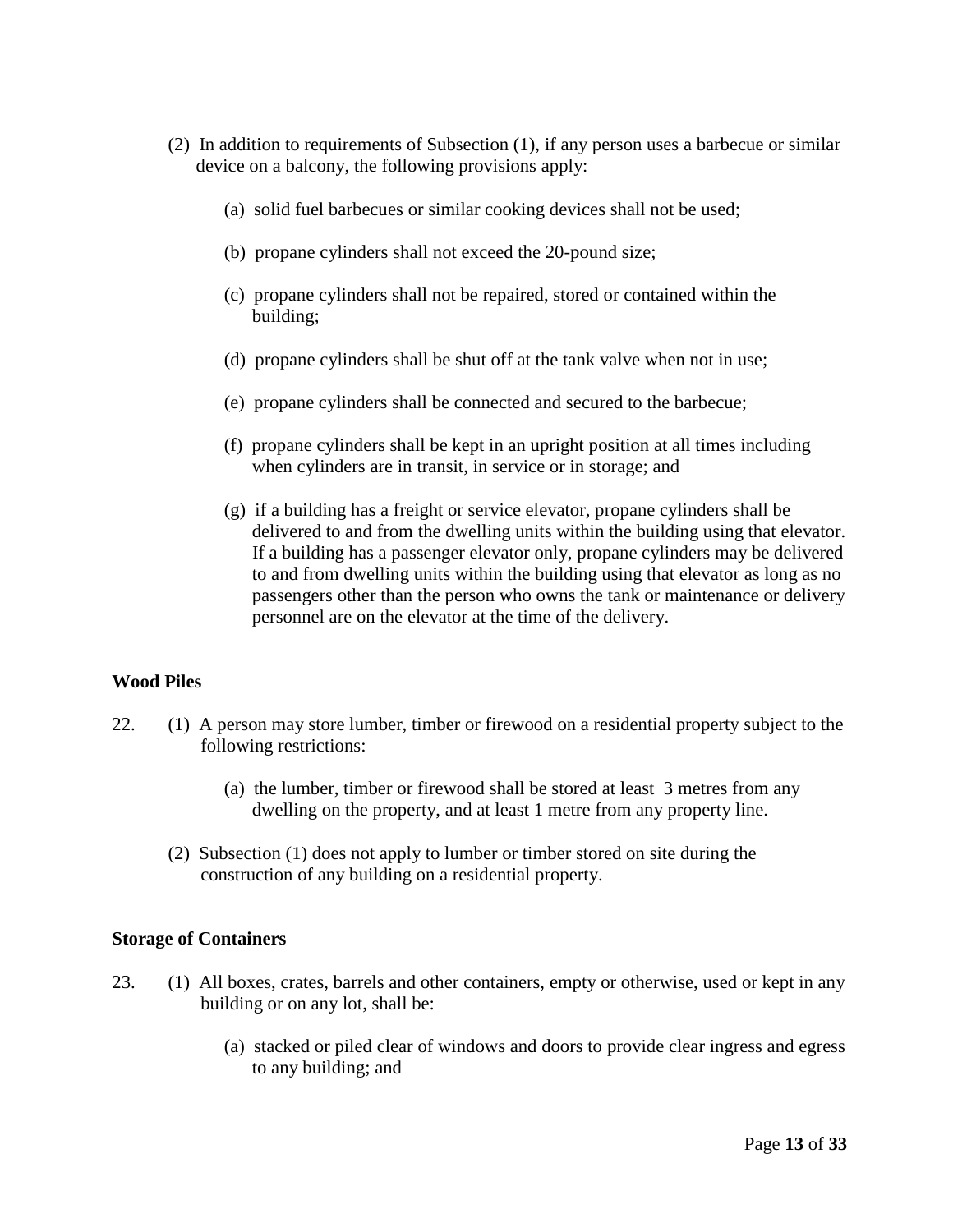(2) In addition to requirements of Subsection (1), if any person uses a barbecue or similar device on a balcony, the following provisions apply:

(a) solid fuel barbecues or similar cooking devices shall not be used;

(b) propane cylinders shall not exceed the 20-pound size;

(c) propane cylinders shall not be repaired, stored or contained within the building;

(d) propane cylinders shall be shut off at the tank valve when not in use;

(e) propane cylinders shall be connected and secured to the barbecue;

(f) propane cylinders shall be kept in an upright position at all times including when cylinders are in transit, in service or in storage; and

(g) if a building has a freight or service elevator, propane cylinders shall be delivered to and from the dwelling units within the building using that elevator. If a building has a passenger elevator only, propane cylinders may be delivered to and from dwelling units within the building using that elevator as long as no passengers other than the person who owns the tank or maintenance or delivery personnel are on the elevator at the time of the delivery.

**Wood Piles**

22. (1) A person may store lumber, timber or firewood on a residential property subject to the following restrictions:

(a) the lumber, timber or firewood shall be stored at least 3 metres from any dwelling on the property, and at least 1 metre from any property line.

(2) Subsection (1) does not apply to lumber or timber stored on site during the construction of any building on a residential property.

**Storage of Containers**

23. (1) All boxes, crates, barrels and other containers, empty or otherwise, used or kept in any building or on any lot, shall be:

(a) stacked or piled clear of windows and doors to provide clear ingress and egress to any building; and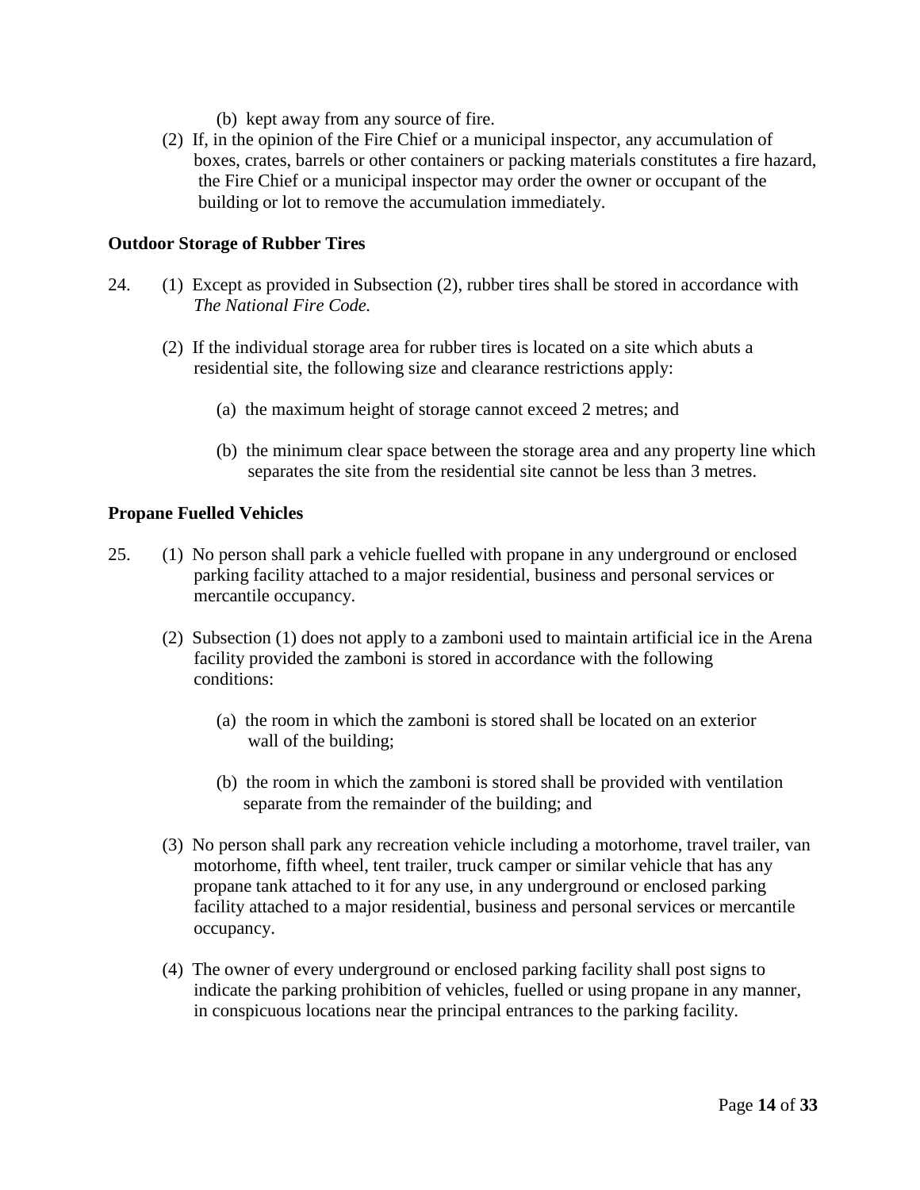(b) kept away from any source of fire.

(2) If, in the opinion of the Fire Chief or a municipal inspector, any accumulation of boxes, crates, barrels or other containers or packing materials constitutes a fire hazard, the Fire Chief or a municipal inspector may order the owner or occupant of the building or lot to remove the accumulation immediately.

**Outdoor Storage of Rubber Tires**

24. (1) Except as provided in Subsection (2), rubber tires shall be stored in accordance with *The National Fire Code.*

(2) If the individual storage area for rubber tires is located on a site which abuts a residential site, the following size and clearance restrictions apply:

(a) the maximum height of storage cannot exceed 2 metres; and

(b) the minimum clear space between the storage area and any property line which separates the site from the residential site cannot be less than 3 metres.

**Propane Fuelled Vehicles**

25. (1) No person shall park a vehicle fuelled with propane in any underground or enclosed parking facility attached to a major residential, business and personal services or mercantile occupancy.

(2) Subsection (1) does not apply to a zamboni used to maintain artificial ice in the Arena facility provided the zamboni is stored in accordance with the following conditions:

(a) the room in which the zamboni is stored shall be located on an exterior wall of the building;

(b) the room in which the zamboni is stored shall be provided with ventilation separate from the remainder of the building; and

(3) No person shall park any recreation vehicle including a motorhome, travel trailer, van motorhome, fifth wheel, tent trailer, truck camper or similar vehicle that has any propane tank attached to it for any use, in any underground or enclosed parking facility attached to a major residential, business and personal services or mercantile occupancy.

(4) The owner of every underground or enclosed parking facility shall post signs to indicate the parking prohibition of vehicles, fuelled or using propane in any manner, in conspicuous locations near the principal entrances to the parking facility.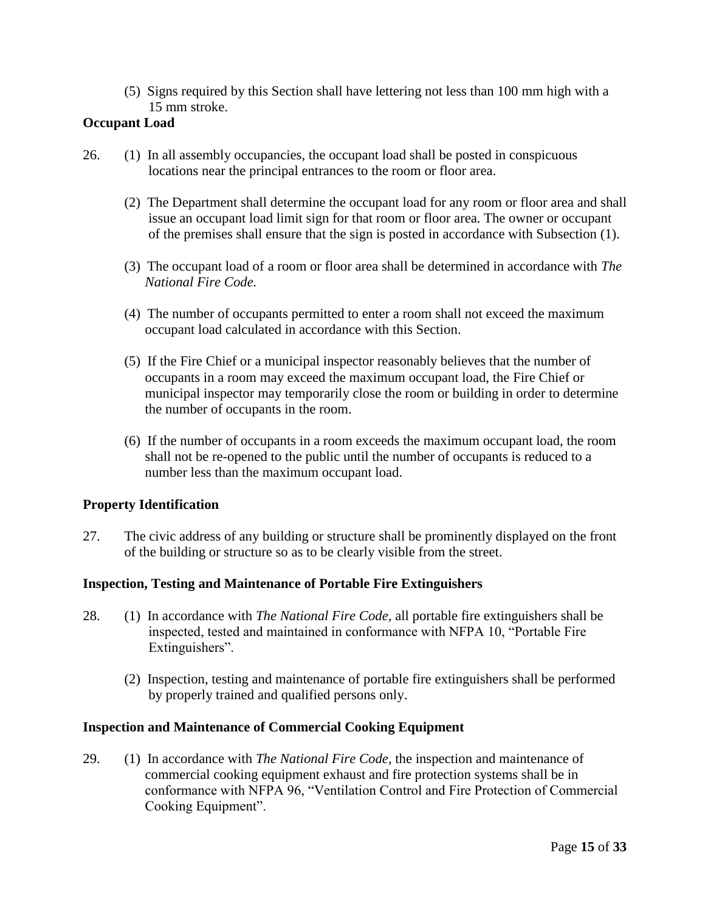(5) Signs required by this Section shall have lettering not less than 100 mm high with a 15 mm stroke.

**Occupant Load**

26. (1) In all assembly occupancies, the occupant load shall be posted in conspicuous locations near the principal entrances to the room or floor area.

(2) The Department shall determine the occupant load for any room or floor area and shall issue an occupant load limit sign for that room or floor area. The owner or occupant of the premises shall ensure that the sign is posted in accordance with Subsection (1).

(3) The occupant load of a room or floor area shall be determined in accordance with *The National Fire Code.*

(4) The number of occupants permitted to enter a room shall not exceed the maximum occupant load calculated in accordance with this Section.

(5) If the Fire Chief or a municipal inspector reasonably believes that the number of occupants in a room may exceed the maximum occupant load, the Fire Chief or municipal inspector may temporarily close the room or building in order to determine the number of occupants in the room.

(6) If the number of occupants in a room exceeds the maximum occupant load, the room shall not be re-opened to the public until the number of occupants is reduced to a number less than the maximum occupant load.

**Property Identification**

27. The civic address of any building or structure shall be prominently displayed on the front of the building or structure so as to be clearly visible from the street.

**Inspection, Testing and Maintenance of Portable Fire Extinguishers**

28. (1) In accordance with *The National Fire Code,* all portable fire extinguishers shall be inspected, tested and maintained in conformance with NFPA 10, "Portable Fire Extinguishers".

(2) Inspection, testing and maintenance of portable fire extinguishers shall be performed by properly trained and qualified persons only.

**Inspection and Maintenance of Commercial Cooking Equipment**

29. (1) In accordance with *The National Fire Code,* the inspection and maintenance of commercial cooking equipment exhaust and fire protection systems shall be in conformance with NFPA 96, "Ventilation Control and Fire Protection of Commercial Cooking Equipment".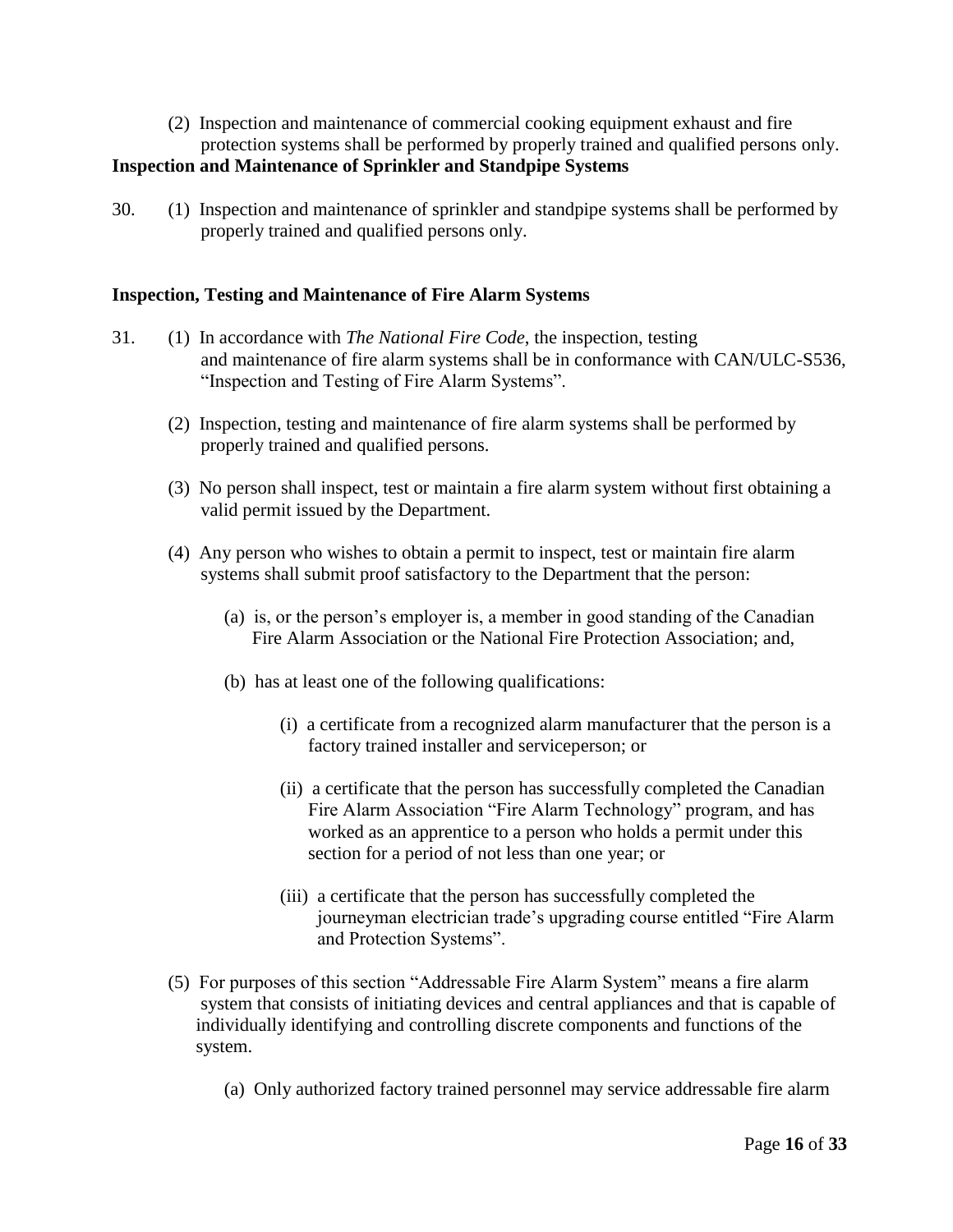(2) Inspection and maintenance of commercial cooking equipment exhaust and fire protection systems shall be performed by properly trained and qualified persons only.

**Inspection and Maintenance of Sprinkler and Standpipe Systems**

30. (1) Inspection and maintenance of sprinkler and standpipe systems shall be performed by properly trained and qualified persons only.

**Inspection, Testing and Maintenance of Fire Alarm Systems**

31. (1) In accordance with *The National Fire Code*, the inspection, testing and maintenance of fire alarm systems shall be in conformance with CAN/ULC-S536, "Inspection and Testing of Fire Alarm Systems".

(2) Inspection, testing and maintenance of fire alarm systems shall be performed by properly trained and qualified persons.

(3) No person shall inspect, test or maintain a fire alarm system without first obtaining a valid permit issued by the Department.

(4) Any person who wishes to obtain a permit to inspect, test or maintain fire alarm systems shall submit proof satisfactory to the Department that the person:

(a) is, or the person's employer is, a member in good standing of the Canadian Fire Alarm Association or the National Fire Protection Association; and,

(b) has at least one of the following qualifications:

(i) a certificate from a recognized alarm manufacturer that the person is a factory trained installer and serviceperson; or

(ii) a certificate that the person has successfully completed the Canadian Fire Alarm Association "Fire Alarm Technology" program, and has worked as an apprentice to a person who holds a permit under this section for a period of not less than one year; or

(iii) a certificate that the person has successfully completed the journeyman electrician trade's upgrading course entitled "Fire Alarm and Protection Systems".

(5) For purposes of this section "Addressable Fire Alarm System" means a fire alarm system that consists of initiating devices and central appliances and that is capable of individually identifying and controlling discrete components and functions of the system.

(a) Only authorized factory trained personnel may service addressable fire alarm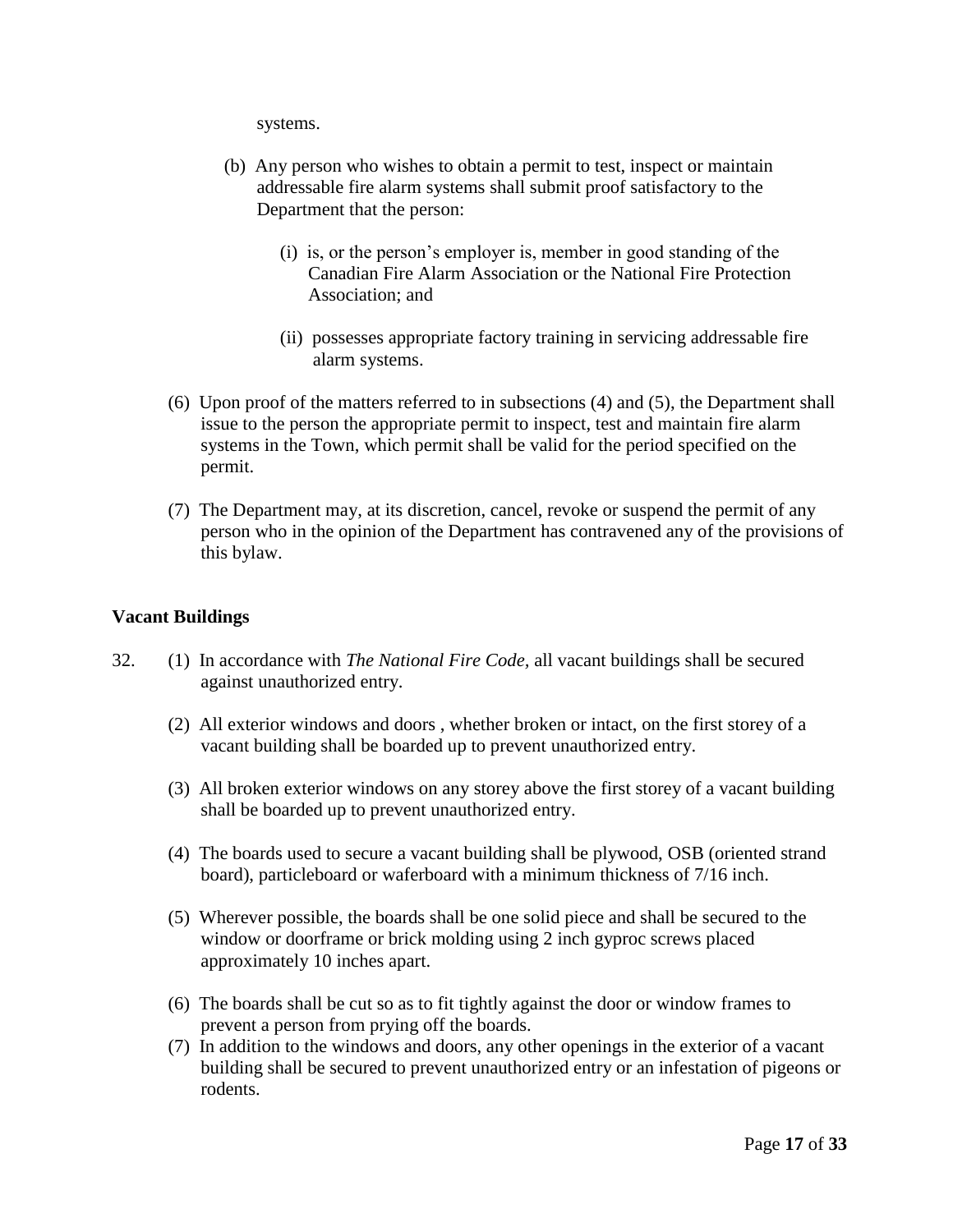systems.

(b) Any person who wishes to obtain a permit to test, inspect or maintain addressable fire alarm systems shall submit proof satisfactory to the Department that the person:

(i) is, or the person's employer is, member in good standing of the Canadian Fire Alarm Association or the National Fire Protection Association; and

(ii) possesses appropriate factory training in servicing addressable fire alarm systems.

(6) Upon proof of the matters referred to in subsections (4) and (5), the Department shall issue to the person the appropriate permit to inspect, test and maintain fire alarm systems in the Town, which permit shall be valid for the period specified on the permit.

(7) The Department may, at its discretion, cancel, revoke or suspend the permit of any person who in the opinion of the Department has contravened any of the provisions of this bylaw.

**Vacant Buildings**

32. (1) In accordance with *The National Fire Code,* all vacant buildings shall be secured against unauthorized entry.

(2) All exterior windows and doors , whether broken or intact, on the first storey of a vacant building shall be boarded up to prevent unauthorized entry.

(3) All broken exterior windows on any storey above the first storey of a vacant building shall be boarded up to prevent unauthorized entry.

(4) The boards used to secure a vacant building shall be plywood, OSB (oriented strand board), particleboard or waferboard with a minimum thickness of 7/16 inch.

(5) Wherever possible, the boards shall be one solid piece and shall be secured to the window or doorframe or brick molding using 2 inch gyproc screws placed approximately 10 inches apart.

(6) The boards shall be cut so as to fit tightly against the door or window frames to prevent a person from prying off the boards.

(7) In addition to the windows and doors, any other openings in the exterior of a vacant building shall be secured to prevent unauthorized entry or an infestation of pigeons or rodents.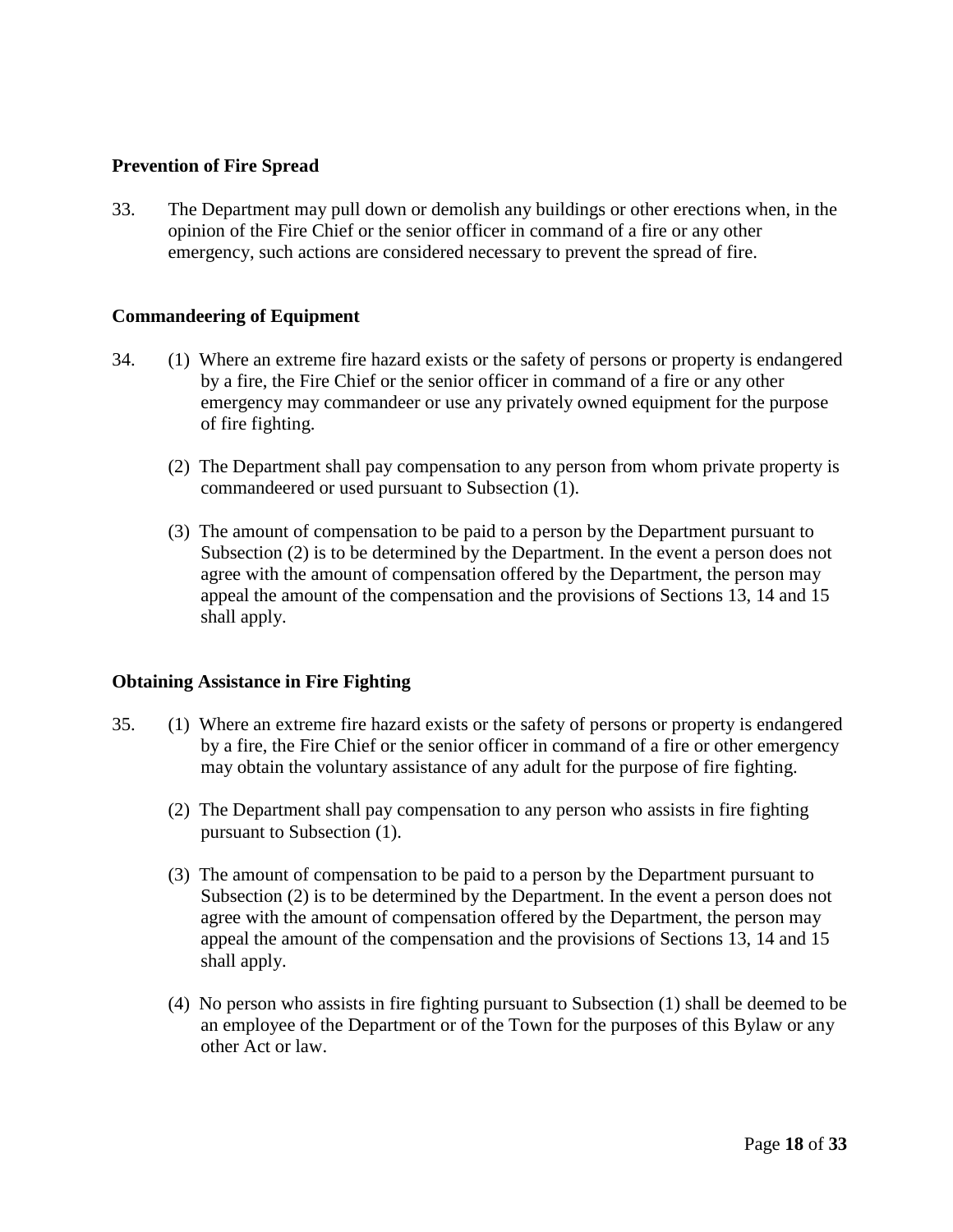### Prevention of Fire Spread

33. The Department may pull down or demolish any buildings or other erections when, in the opinion of the Fire Chief or the senior officer in command of a fire or any other emergency, such actions are considered necessary to prevent the spread of fire.

### Commandeering of Equipment

34. (1) Where an extreme fire hazard exists or the safety of persons or property is endangered by a fire, the Fire Chief or the senior officer in command of a fire or any other emergency may commandeer or use any privately owned equipment for the purpose of fire fighting.

    (2) The Department shall pay compensation to any person from whom private property is commandeered or used pursuant to Subsection (1).

    (3) The amount of compensation to be paid to a person by the Department pursuant to Subsection (2) is to be determined by the Department. In the event a person does not agree with the amount of compensation offered by the Department, the person may appeal the amount of the compensation and the provisions of Sections 13, 14 and 15 shall apply.

### Obtaining Assistance in Fire Fighting

35. (1) Where an extreme fire hazard exists or the safety of persons or property is endangered by a fire, the Fire Chief or the senior officer in command of a fire or other emergency may obtain the voluntary assistance of any adult for the purpose of fire fighting.

    (2) The Department shall pay compensation to any person who assists in fire fighting pursuant to Subsection (1).

    (3) The amount of compensation to be paid to a person by the Department pursuant to Subsection (2) is to be determined by the Department. In the event a person does not agree with the amount of compensation offered by the Department, the person may appeal the amount of the compensation and the provisions of Sections 13, 14 and 15 shall apply.

    (4) No person who assists in fire fighting pursuant to Subsection (1) shall be deemed to be an employee of the Department or of the Town for the purposes of this Bylaw or any other Act or law.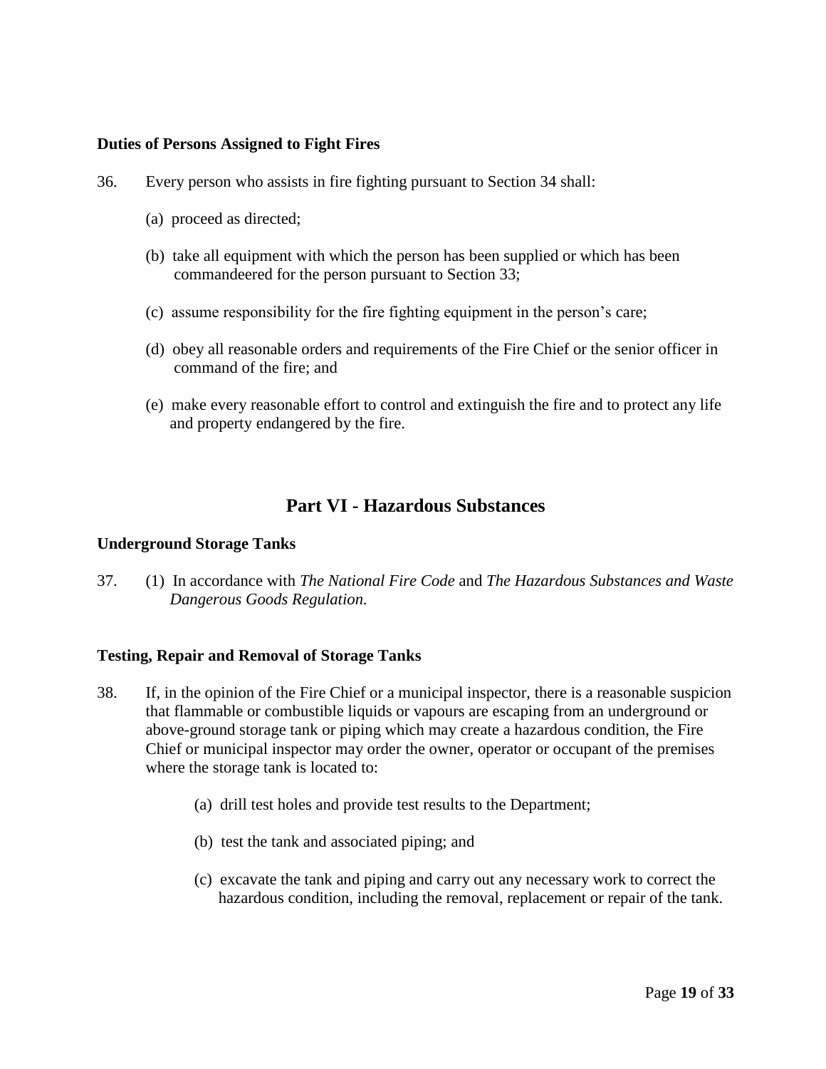**Duties of Persons Assigned to Fight Fires**

36. Every person who assists in fire fighting pursuant to Section 34 shall:

(a) proceed as directed;

(b) take all equipment with which the person has been supplied or which has been commandeered for the person pursuant to Section 33;

(c) assume responsibility for the fire fighting equipment in the person's care;

(d) obey all reasonable orders and requirements of the Fire Chief or the senior officer in command of the fire; and

(e) make every reasonable effort to control and extinguish the fire and to protect any life and property endangered by the fire.

## Part VI - Hazardous Substances

**Underground Storage Tanks**

37. (1) In accordance with *The National Fire Code* and *The Hazardous Substances and Waste Dangerous Goods Regulation.*

**Testing, Repair and Removal of Storage Tanks**

38. If, in the opinion of the Fire Chief or a municipal inspector, there is a reasonable suspicion that flammable or combustible liquids or vapours are escaping from an underground or above-ground storage tank or piping which may create a hazardous condition, the Fire Chief or municipal inspector may order the owner, operator or occupant of the premises where the storage tank is located to:

(a) drill test holes and provide test results to the Department;

(b) test the tank and associated piping; and

(c) excavate the tank and piping and carry out any necessary work to correct the hazardous condition, including the removal, replacement or repair of the tank.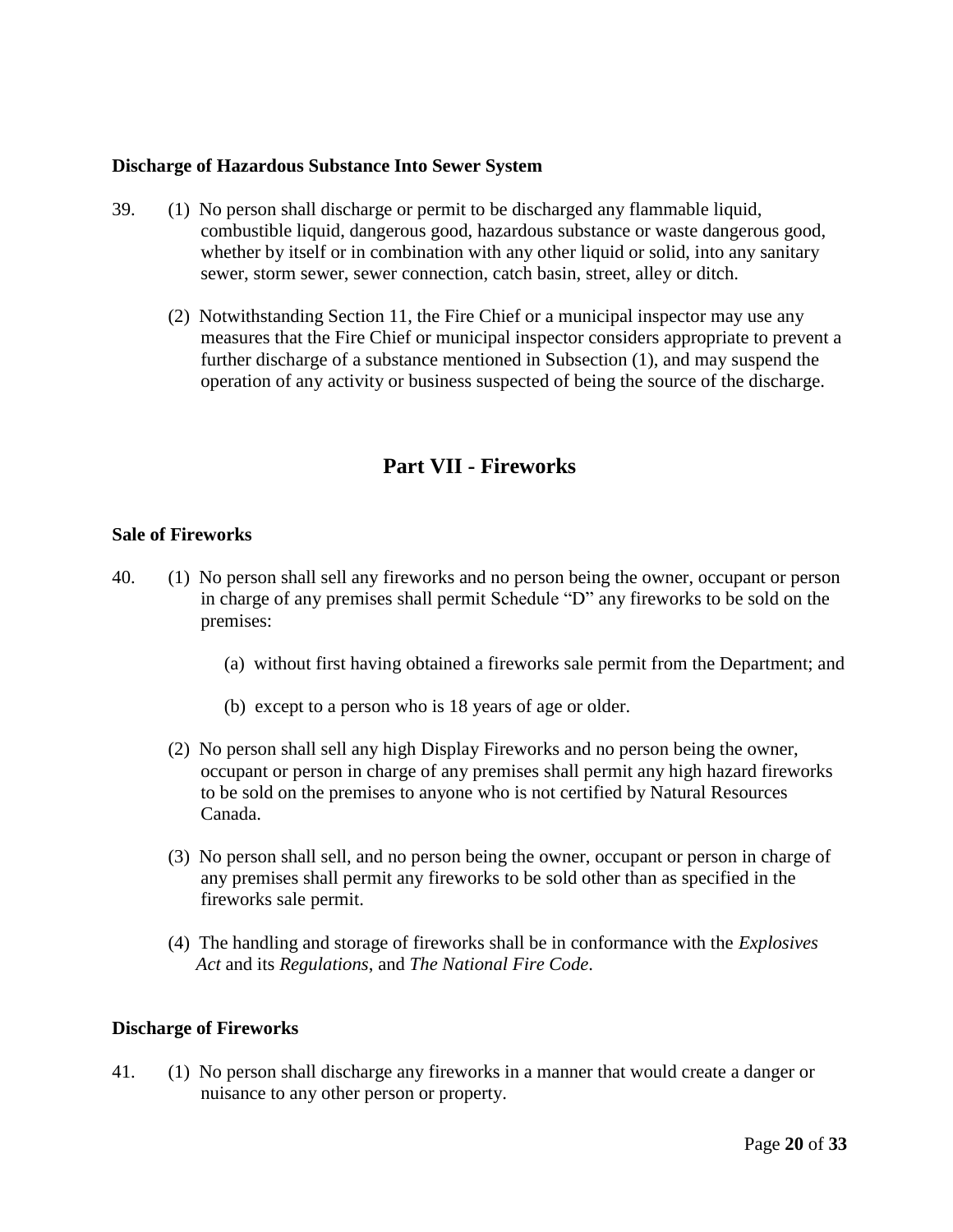**Discharge of Hazardous Substance Into Sewer System**

39. (1) No person shall discharge or permit to be discharged any flammable liquid, combustible liquid, dangerous good, hazardous substance or waste dangerous good, whether by itself or in combination with any other liquid or solid, into any sanitary sewer, storm sewer, sewer connection, catch basin, street, alley or ditch.

(2) Notwithstanding Section 11, the Fire Chief or a municipal inspector may use any measures that the Fire Chief or municipal inspector considers appropriate to prevent a further discharge of a substance mentioned in Subsection (1), and may suspend the operation of any activity or business suspected of being the source of the discharge.

## Part VII - Fireworks

**Sale of Fireworks**

40. (1) No person shall sell any fireworks and no person being the owner, occupant or person in charge of any premises shall permit Schedule "D" any fireworks to be sold on the premises:

(a) without first having obtained a fireworks sale permit from the Department; and

(b) except to a person who is 18 years of age or older.

(2) No person shall sell any high Display Fireworks and no person being the owner, occupant or person in charge of any premises shall permit any high hazard fireworks to be sold on the premises to anyone who is not certified by Natural Resources Canada.

(3) No person shall sell, and no person being the owner, occupant or person in charge of any premises shall permit any fireworks to be sold other than as specified in the fireworks sale permit.

(4) The handling and storage of fireworks shall be in conformance with the *Explosives Act* and its *Regulations*, and *The National Fire Code*.

**Discharge of Fireworks**

41. (1) No person shall discharge any fireworks in a manner that would create a danger or nuisance to any other person or property.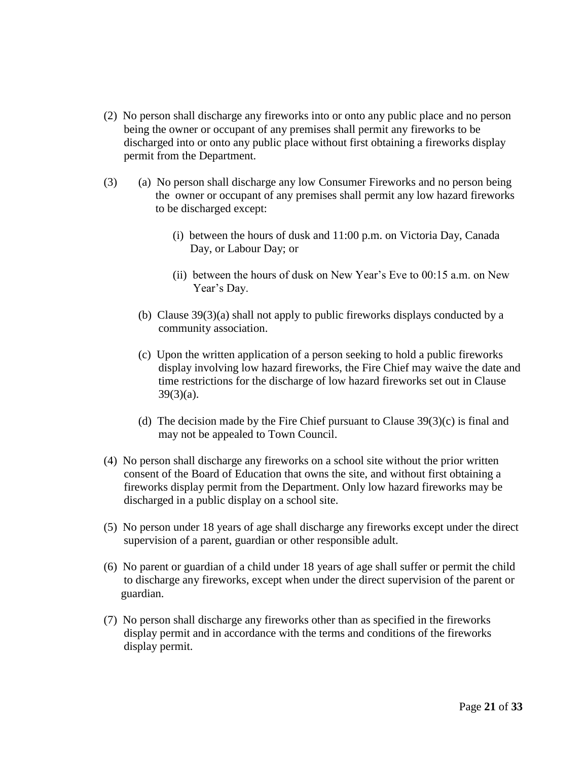(2) No person shall discharge any fireworks into or onto any public place and no person being the owner or occupant of any premises shall permit any fireworks to be discharged into or onto any public place without first obtaining a fireworks display permit from the Department.

(3) (a) No person shall discharge any low Consumer Fireworks and no person being the owner or occupant of any premises shall permit any low hazard fireworks to be discharged except:

(i) between the hours of dusk and 11:00 p.m. on Victoria Day, Canada Day, or Labour Day; or

(ii) between the hours of dusk on New Year's Eve to 00:15 a.m. on New Year's Day.

(b) Clause 39(3)(a) shall not apply to public fireworks displays conducted by a community association.

(c) Upon the written application of a person seeking to hold a public fireworks display involving low hazard fireworks, the Fire Chief may waive the date and time restrictions for the discharge of low hazard fireworks set out in Clause 39(3)(a).

(d) The decision made by the Fire Chief pursuant to Clause 39(3)(c) is final and may not be appealed to Town Council.

(4) No person shall discharge any fireworks on a school site without the prior written consent of the Board of Education that owns the site, and without first obtaining a fireworks display permit from the Department. Only low hazard fireworks may be discharged in a public display on a school site.

(5) No person under 18 years of age shall discharge any fireworks except under the direct supervision of a parent, guardian or other responsible adult.

(6) No parent or guardian of a child under 18 years of age shall suffer or permit the child to discharge any fireworks, except when under the direct supervision of the parent or guardian.

(7) No person shall discharge any fireworks other than as specified in the fireworks display permit and in accordance with the terms and conditions of the fireworks display permit.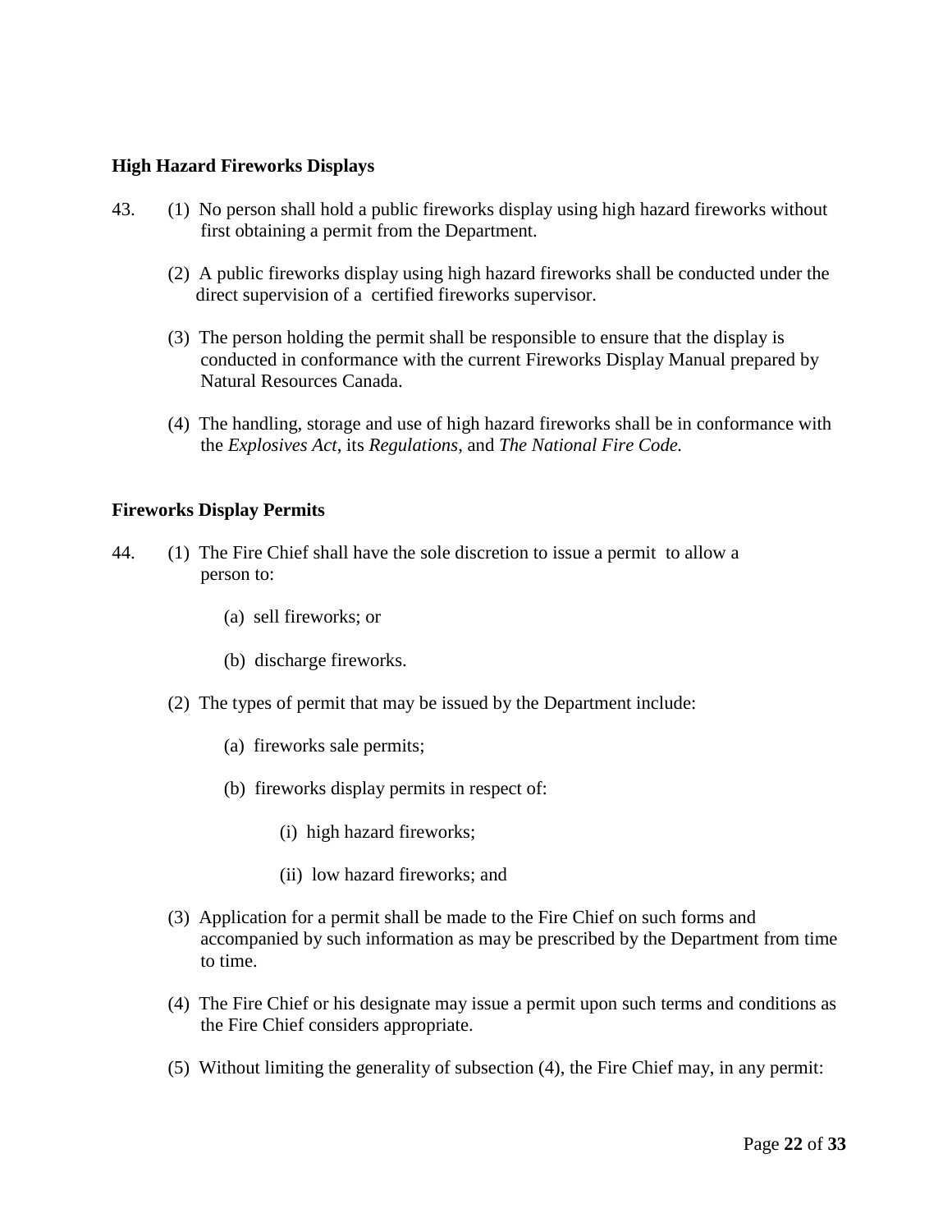**High Hazard Fireworks Displays**

43. (1) No person shall hold a public fireworks display using high hazard fireworks without first obtaining a permit from the Department.

(2) A public fireworks display using high hazard fireworks shall be conducted under the direct supervision of a certified fireworks supervisor.

(3) The person holding the permit shall be responsible to ensure that the display is conducted in conformance with the current Fireworks Display Manual prepared by Natural Resources Canada.

(4) The handling, storage and use of high hazard fireworks shall be in conformance with the *Explosives Act*, its *Regulations*, and *The National Fire Code.*

**Fireworks Display Permits**

44. (1) The Fire Chief shall have the sole discretion to issue a permit to allow a person to:

(a) sell fireworks; or

(b) discharge fireworks.

(2) The types of permit that may be issued by the Department include:

(a) fireworks sale permits;

(b) fireworks display permits in respect of:

(i) high hazard fireworks;

(ii) low hazard fireworks; and

(3) Application for a permit shall be made to the Fire Chief on such forms and accompanied by such information as may be prescribed by the Department from time to time.

(4) The Fire Chief or his designate may issue a permit upon such terms and conditions as the Fire Chief considers appropriate.

(5) Without limiting the generality of subsection (4), the Fire Chief may, in any permit: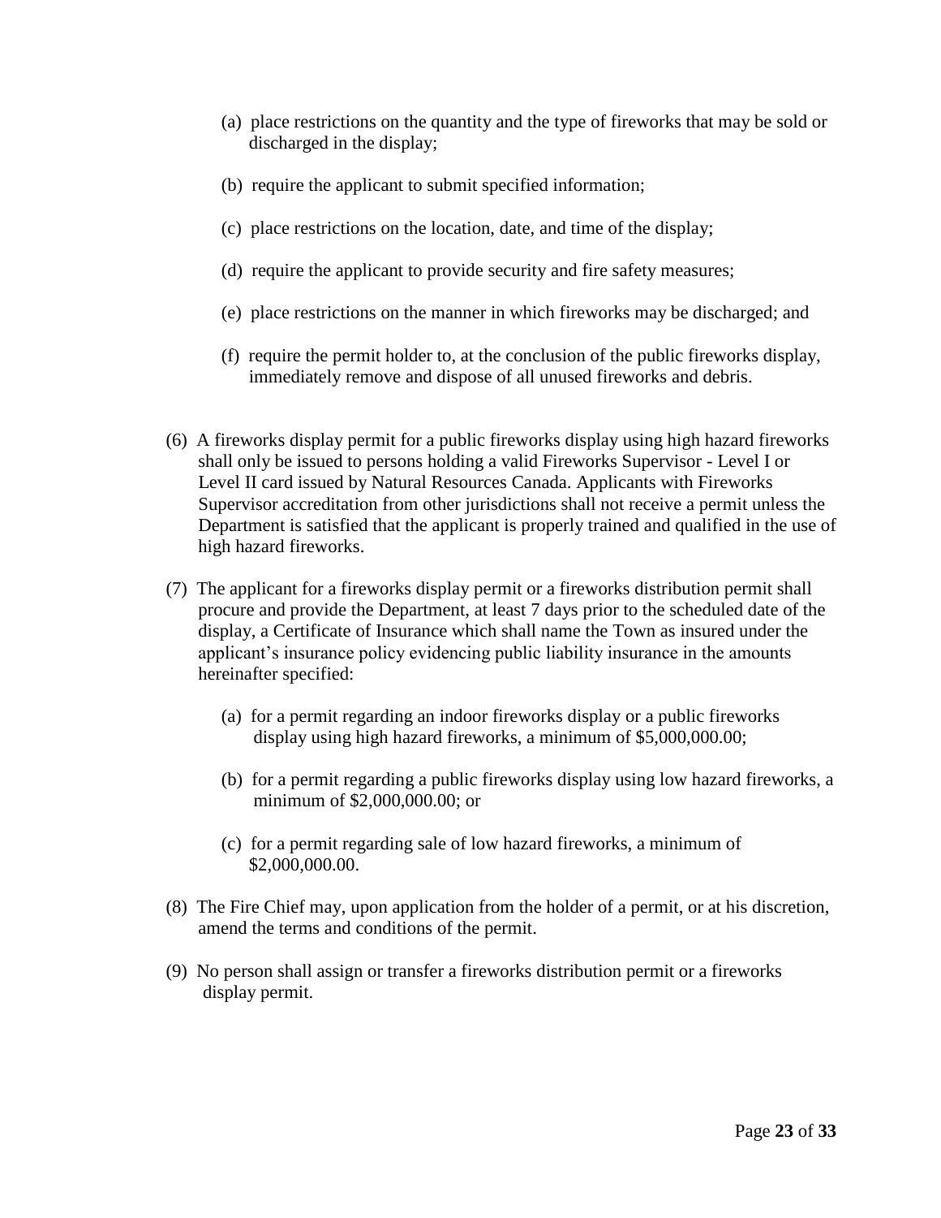(a) place restrictions on the quantity and the type of fireworks that may be sold or discharged in the display;

(b) require the applicant to submit specified information;

(c) place restrictions on the location, date, and time of the display;

(d) require the applicant to provide security and fire safety measures;

(e) place restrictions on the manner in which fireworks may be discharged; and

(f) require the permit holder to, at the conclusion of the public fireworks display, immediately remove and dispose of all unused fireworks and debris.

(6) A fireworks display permit for a public fireworks display using high hazard fireworks shall only be issued to persons holding a valid Fireworks Supervisor - Level I or Level II card issued by Natural Resources Canada. Applicants with Fireworks Supervisor accreditation from other jurisdictions shall not receive a permit unless the Department is satisfied that the applicant is properly trained and qualified in the use of high hazard fireworks.

(7) The applicant for a fireworks display permit or a fireworks distribution permit shall procure and provide the Department, at least 7 days prior to the scheduled date of the display, a Certificate of Insurance which shall name the Town as insured under the applicant's insurance policy evidencing public liability insurance in the amounts hereinafter specified:

(a) for a permit regarding an indoor fireworks display or a public fireworks display using high hazard fireworks, a minimum of $5,000,000.00;

(b) for a permit regarding a public fireworks display using low hazard fireworks, a minimum of $2,000,000.00; or

(c) for a permit regarding sale of low hazard fireworks, a minimum of $2,000,000.00.

(8) The Fire Chief may, upon application from the holder of a permit, or at his discretion, amend the terms and conditions of the permit.

(9) No person shall assign or transfer a fireworks distribution permit or a fireworks display permit.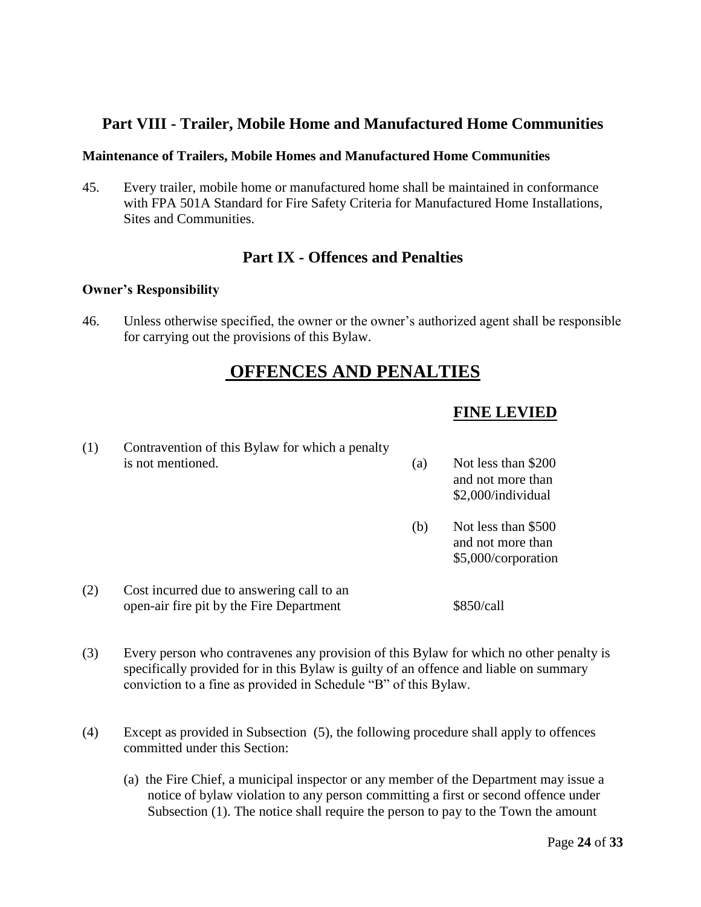## Part VIII - Trailer, Mobile Home and Manufactured Home Communities

### Maintenance of Trailers, Mobile Homes and Manufactured Home Communities

45. Every trailer, mobile home or manufactured home shall be maintained in conformance with FPA 501A Standard for Fire Safety Criteria for Manufactured Home Installations, Sites and Communities.

## Part IX - Offences and Penalties

### Owner's Responsibility

46. Unless otherwise specified, the owner or the owner's authorized agent shall be responsible for carrying out the provisions of this Bylaw.

## OFFENCES AND PENALTIES

| | | | **FINE LEVIED** |
|---|---|---|---|
| (1) | Contravention of this Bylaw for which a penalty is not mentioned. | (a) | Not less than \$200 and not more than \$2,000/individual |
| | | (b) | Not less than \$500 and not more than \$5,000/corporation |
| (2) | Cost incurred due to answering call to an open-air fire pit by the Fire Department | | \$850/call |

(3) Every person who contravenes any provision of this Bylaw for which no other penalty is specifically provided for in this Bylaw is guilty of an offence and liable on summary conviction to a fine as provided in Schedule "B" of this Bylaw.

(4) Except as provided in Subsection (5), the following procedure shall apply to offences committed under this Section:

(a) the Fire Chief, a municipal inspector or any member of the Department may issue a notice of bylaw violation to any person committing a first or second offence under Subsection (1). The notice shall require the person to pay to the Town the amount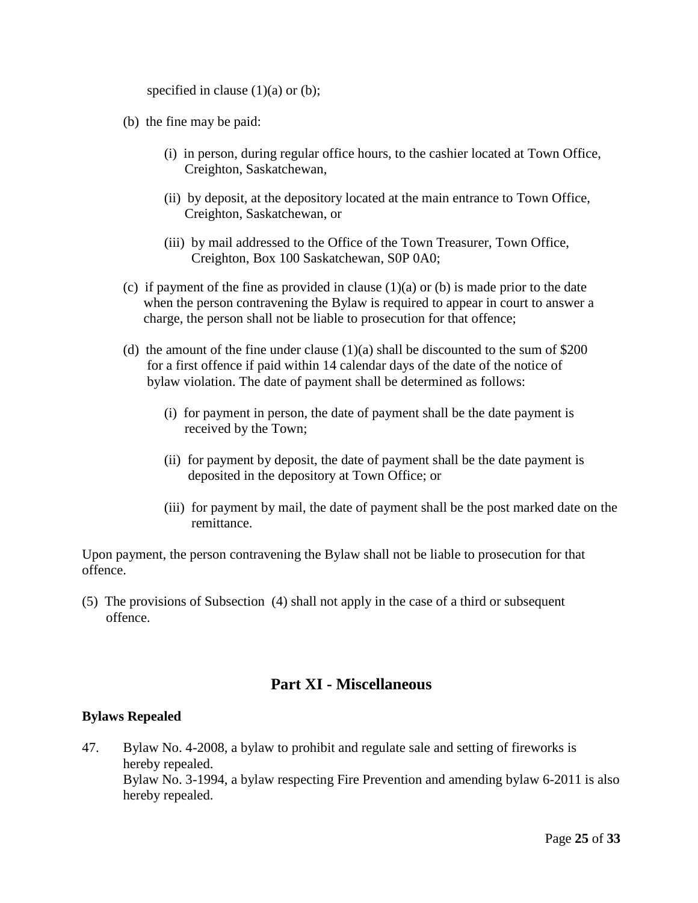specified in clause (1)(a) or (b);

(b) the fine may be paid:

(i) in person, during regular office hours, to the cashier located at Town Office, Creighton, Saskatchewan,

(ii) by deposit, at the depository located at the main entrance to Town Office, Creighton, Saskatchewan, or

(iii) by mail addressed to the Office of the Town Treasurer, Town Office, Creighton, Box 100 Saskatchewan, S0P 0A0;

(c) if payment of the fine as provided in clause (1)(a) or (b) is made prior to the date when the person contravening the Bylaw is required to appear in court to answer a charge, the person shall not be liable to prosecution for that offence;

(d) the amount of the fine under clause (1)(a) shall be discounted to the sum of $200 for a first offence if paid within 14 calendar days of the date of the notice of bylaw violation. The date of payment shall be determined as follows:

(i) for payment in person, the date of payment shall be the date payment is received by the Town;

(ii) for payment by deposit, the date of payment shall be the date payment is deposited in the depository at Town Office; or

(iii) for payment by mail, the date of payment shall be the post marked date on the remittance.

Upon payment, the person contravening the Bylaw shall not be liable to prosecution for that offence.

(5) The provisions of Subsection (4) shall not apply in the case of a third or subsequent offence.

## Part XI - Miscellaneous

**Bylaws Repealed**

47. Bylaw No. 4-2008, a bylaw to prohibit and regulate sale and setting of fireworks is hereby repealed.
Bylaw No. 3-1994, a bylaw respecting Fire Prevention and amending bylaw 6-2011 is also hereby repealed.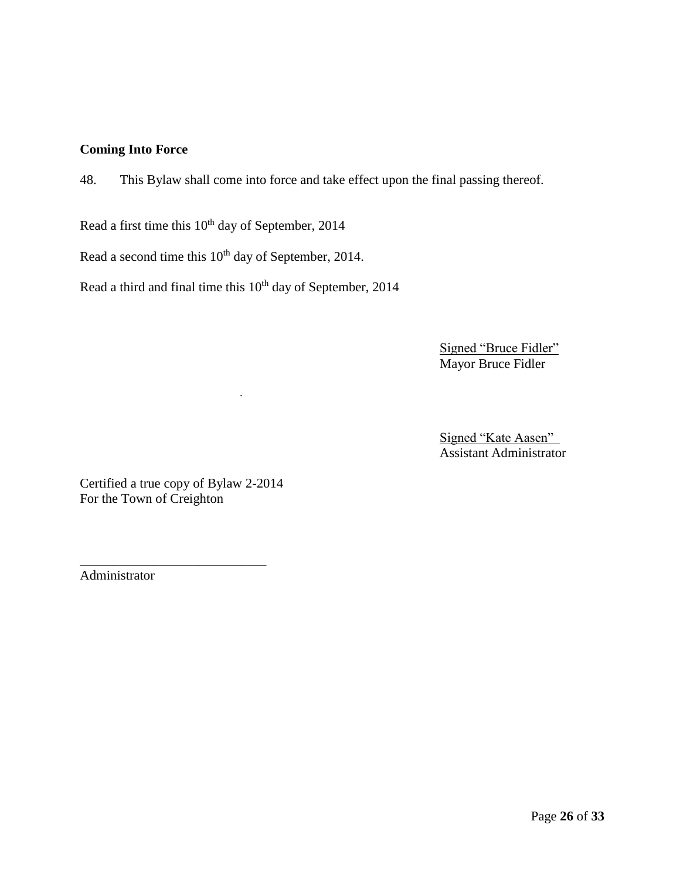**Coming Into Force**

48. This Bylaw shall come into force and take effect upon the final passing thereof.

Read a first time this 10th day of September, 2014

Read a second time this 10th day of September, 2014.

Read a third and final time this 10th day of September, 2014

Signed "Bruce Fidler"
Mayor Bruce Fidler

Signed "Kate Aasen"
Assistant Administrator

Certified a true copy of Bylaw 2-2014
For the Town of Creighton

\_\_\_\_\_\_\_\_\_\_\_\_\_\_\_\_\_\_\_\_\_\_\_\_\_\_\_\_
Administrator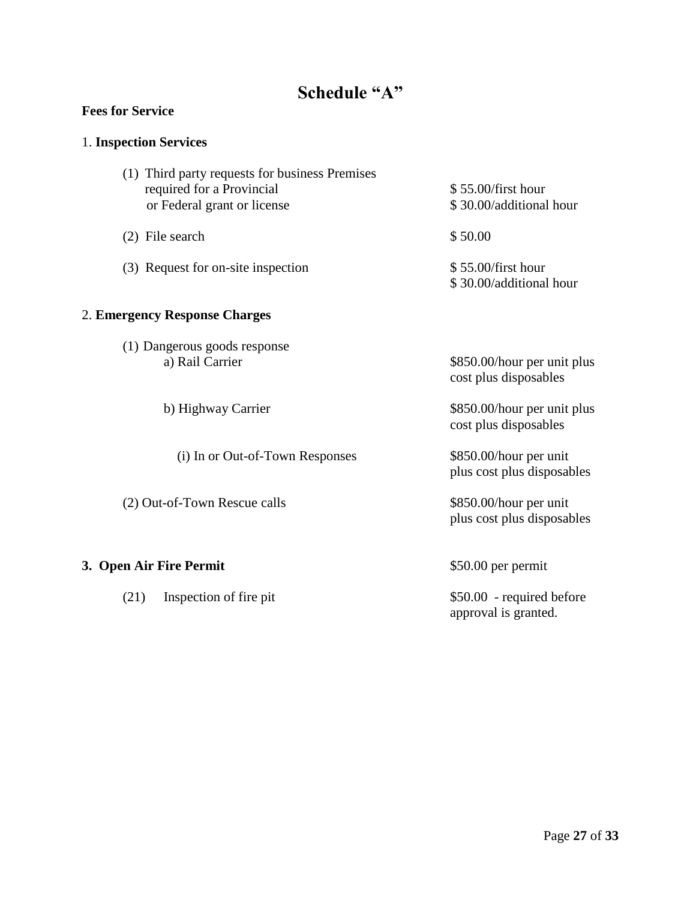# Schedule "A"

**Fees for Service**

1. **Inspection Services**

| | |
|---|---|
| (1) Third party requests for business Premises required for a Provincial or Federal grant or license | $ 55.00/first hour<br>$ 30.00/additional hour |
| (2) File search | $ 50.00 |
| (3) Request for on-site inspection | $ 55.00/first hour<br>$ 30.00/additional hour |

2. **Emergency Response Charges**

| | |
|---|---|
| (1) Dangerous goods response | |
| a) Rail Carrier | $850.00/hour per unit plus cost plus disposables |
| b) Highway Carrier | $850.00/hour per unit plus cost plus disposables |
| (i) In or Out-of-Town Responses | $850.00/hour per unit plus cost plus disposables |
| (2) Out-of-Town Rescue calls | $850.00/hour per unit plus cost plus disposables |

| | |
|---|---|
| **3. Open Air Fire Permit** | $50.00 per permit |
| (21) Inspection of fire pit | $50.00 - required before approval is granted. |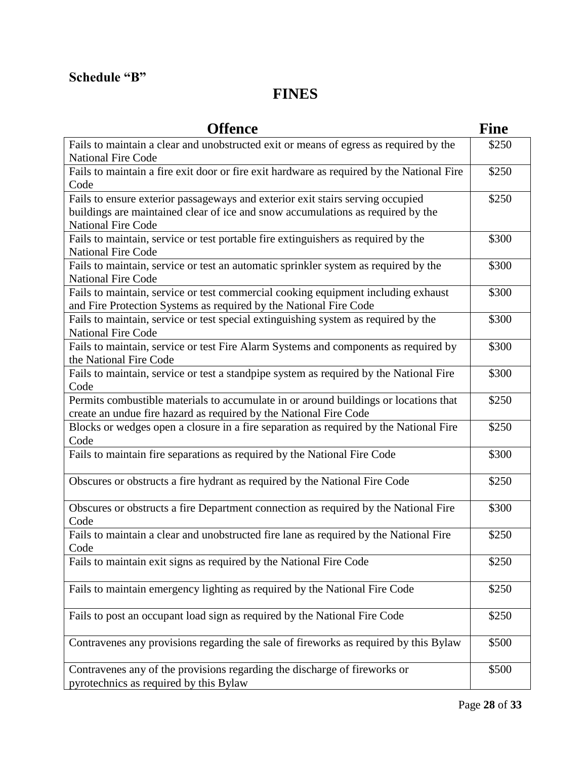**Schedule "B"**

# FINES

| Offence | Fine |
| --- | --- |
| Fails to maintain a clear and unobstructed exit or means of egress as required by the National Fire Code | $250 |
| Fails to maintain a fire exit door or fire exit hardware as required by the National Fire Code | $250 |
| Fails to ensure exterior passageways and exterior exit stairs serving occupied buildings are maintained clear of ice and snow accumulations as required by the National Fire Code | $250 |
| Fails to maintain, service or test portable fire extinguishers as required by the National Fire Code | $300 |
| Fails to maintain, service or test an automatic sprinkler system as required by the National Fire Code | $300 |
| Fails to maintain, service or test commercial cooking equipment including exhaust and Fire Protection Systems as required by the National Fire Code | $300 |
| Fails to maintain, service or test special extinguishing system as required by the National Fire Code | $300 |
| Fails to maintain, service or test Fire Alarm Systems and components as required by the National Fire Code | $300 |
| Fails to maintain, service or test a standpipe system as required by the National Fire Code | $300 |
| Permits combustible materials to accumulate in or around buildings or locations that create an undue fire hazard as required by the National Fire Code | $250 |
| Blocks or wedges open a closure in a fire separation as required by the National Fire Code | $250 |
| Fails to maintain fire separations as required by the National Fire Code | $300 |
| Obscures or obstructs a fire hydrant as required by the National Fire Code | $250 |
| Obscures or obstructs a fire Department connection as required by the National Fire Code | $300 |
| Fails to maintain a clear and unobstructed fire lane as required by the National Fire Code | $250 |
| Fails to maintain exit signs as required by the National Fire Code | $250 |
| Fails to maintain emergency lighting as required by the National Fire Code | $250 |
| Fails to post an occupant load sign as required by the National Fire Code | $250 |
| Contravenes any provisions regarding the sale of fireworks as required by this Bylaw | $500 |
| Contravenes any of the provisions regarding the discharge of fireworks or pyrotechnics as required by this Bylaw | $500 |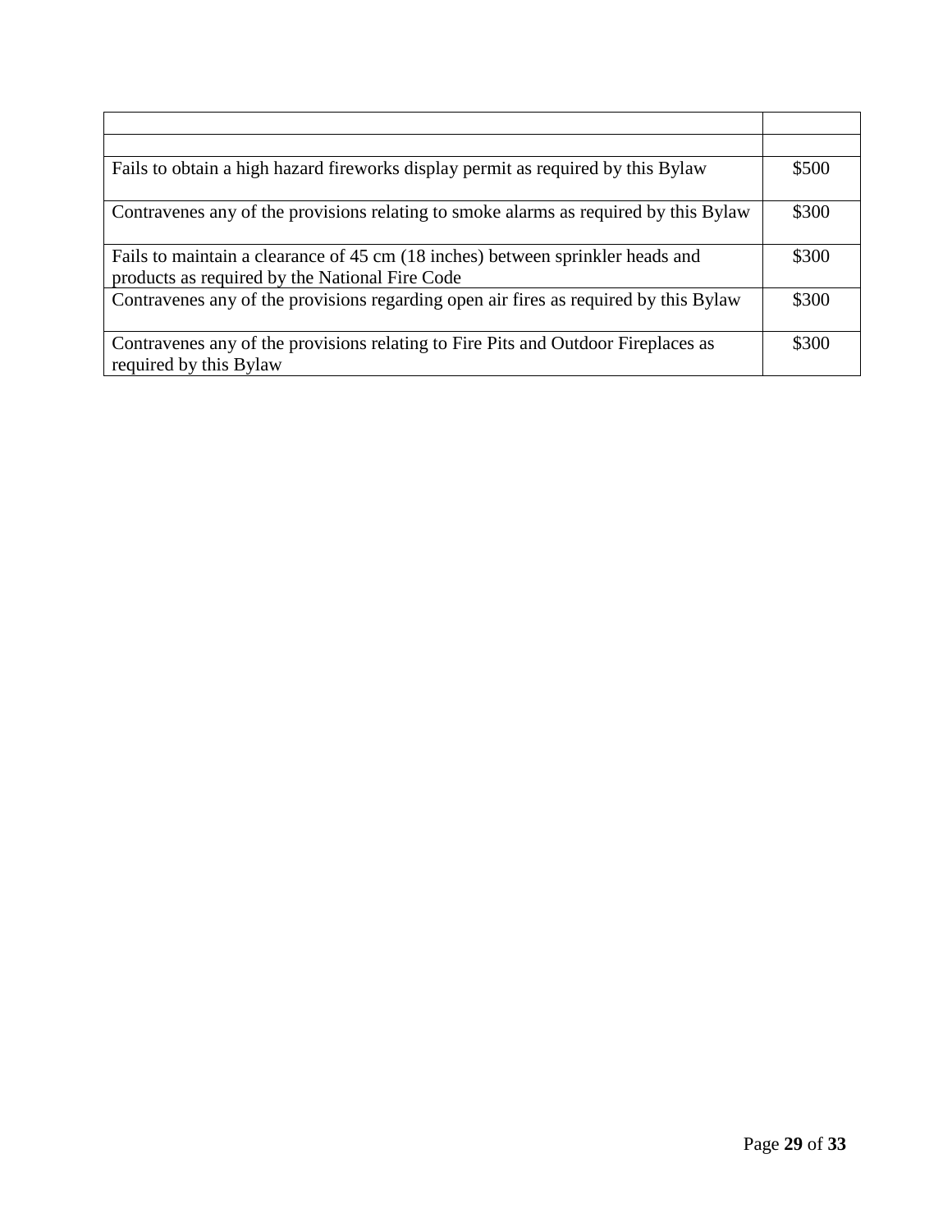| | |
|---|---|
| | |
| Fails to obtain a high hazard fireworks display permit as required by this Bylaw | $500 |
| Contravenes any of the provisions relating to smoke alarms as required by this Bylaw | $300 |
| Fails to maintain a clearance of 45 cm (18 inches) between sprinkler heads and products as required by the National Fire Code | $300 |
| Contravenes any of the provisions regarding open air fires as required by this Bylaw | $300 |
| Contravenes any of the provisions relating to Fire Pits and Outdoor Fireplaces as required by this Bylaw | $300 |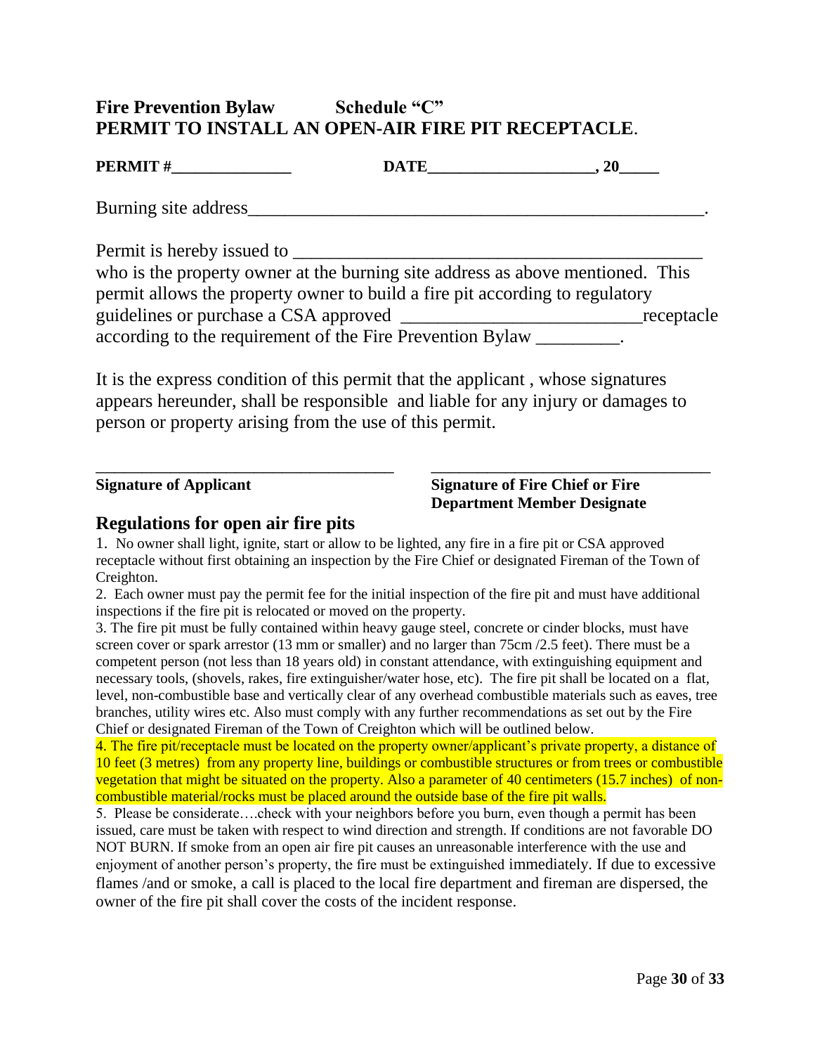**Fire Prevention Bylaw Schedule "C"**
**PERMIT TO INSTALL AN OPEN-AIR FIRE PIT RECEPTACLE**.

**PERMIT #_______________ DATE____________________, 20_____**

Burning site address__________________________________________________.

Permit is hereby issued to ____________________________________________
who is the property owner at the burning site address as above mentioned. This permit allows the property owner to build a fire pit according to regulatory guidelines or purchase a CSA approved _________________________receptacle according to the requirement of the Fire Prevention Bylaw _________.

It is the express condition of this permit that the applicant , whose signatures appears hereunder, shall be responsible and liable for any injury or damages to person or property arising from the use of this permit.

___________________________________ ________________________________

**Signature of Applicant** **Signature of Fire Chief or Fire Department Member Designate**

## Regulations for open air fire pits

1. No owner shall light, ignite, start or allow to be lighted, any fire in a fire pit or CSA approved receptacle without first obtaining an inspection by the Fire Chief or designated Fireman of the Town of Creighton.
2. Each owner must pay the permit fee for the initial inspection of the fire pit and must have additional inspections if the fire pit is relocated or moved on the property.
3. The fire pit must be fully contained within heavy gauge steel, concrete or cinder blocks, must have screen cover or spark arrestor (13 mm or smaller) and no larger than 75cm /2.5 feet). There must be a competent person (not less than 18 years old) in constant attendance, with extinguishing equipment and necessary tools, (shovels, rakes, fire extinguisher/water hose, etc). The fire pit shall be located on a flat, level, non-combustible base and vertically clear of any overhead combustible materials such as eaves, tree branches, utility wires etc. Also must comply with any further recommendations as set out by the Fire Chief or designated Fireman of the Town of Creighton which will be outlined below.
4. The fire pit/receptacle must be located on the property owner/applicant's private property, a distance of 10 feet (3 metres) from any property line, buildings or combustible structures or from trees or combustible vegetation that might be situated on the property. Also a parameter of 40 centimeters (15.7 inches) of non-combustible material/rocks must be placed around the outside base of the fire pit walls.
5. Please be considerate….check with your neighbors before you burn, even though a permit has been issued, care must be taken with respect to wind direction and strength. If conditions are not favorable DO NOT BURN. If smoke from an open air fire pit causes an unreasonable interference with the use and enjoyment of another person's property, the fire must be extinguished immediately. If due to excessive flames /and or smoke, a call is placed to the local fire department and fireman are dispersed, the owner of the fire pit shall cover the costs of the incident response.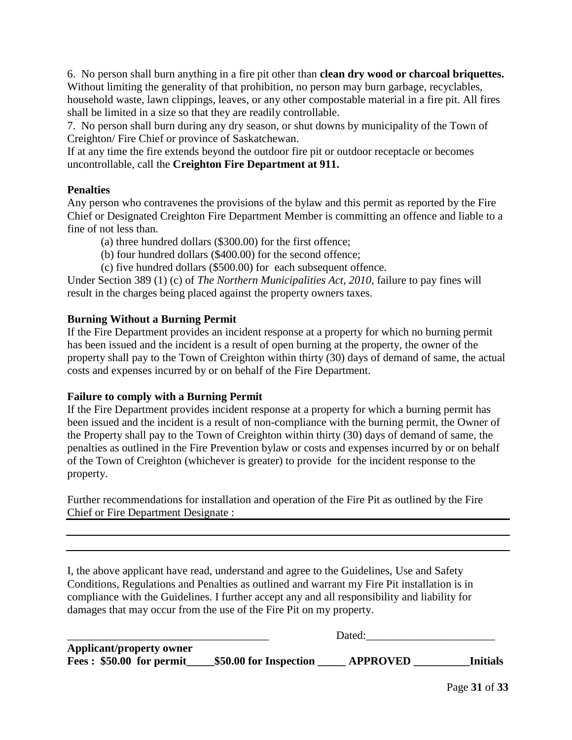6. No person shall burn anything in a fire pit other than **clean dry wood or charcoal briquettes.** Without limiting the generality of that prohibition, no person may burn garbage, recyclables, household waste, lawn clippings, leaves, or any other compostable material in a fire pit. All fires shall be limited in a size so that they are readily controllable.

7. No person shall burn during any dry season, or shut downs by municipality of the Town of Creighton/ Fire Chief or province of Saskatchewan.

If at any time the fire extends beyond the outdoor fire pit or outdoor receptacle or becomes uncontrollable, call the **Creighton Fire Department at 911.**

**Penalties**

Any person who contravenes the provisions of the bylaw and this permit as reported by the Fire Chief or Designated Creighton Fire Department Member is committing an offence and liable to a fine of not less than.

(a) three hundred dollars ($300.00) for the first offence;

(b) four hundred dollars ($400.00) for the second offence;

(c) five hundred dollars ($500.00) for each subsequent offence.

Under Section 389 (1) (c) of *The Northern Municipalities Act, 2010*, failure to pay fines will result in the charges being placed against the property owners taxes.

**Burning Without a Burning Permit**

If the Fire Department provides an incident response at a property for which no burning permit has been issued and the incident is a result of open burning at the property, the owner of the property shall pay to the Town of Creighton within thirty (30) days of demand of same, the actual costs and expenses incurred by or on behalf of the Fire Department.

**Failure to comply with a Burning Permit**

If the Fire Department provides incident response at a property for which a burning permit has been issued and the incident is a result of non-compliance with the burning permit, the Owner of the Property shall pay to the Town of Creighton within thirty (30) days of demand of same, the penalties as outlined in the Fire Prevention bylaw or costs and expenses incurred by or on behalf of the Town of Creighton (whichever is greater) to provide for the incident response to the property.

Further recommendations for installation and operation of the Fire Pit as outlined by the Fire Chief or Fire Department Designate : ____________________________________________

______________________________________________________________________________

______________________________________________________________________________

I, the above applicant have read, understand and agree to the Guidelines, Use and Safety Conditions, Regulations and Penalties as outlined and warrant my Fire Pit installation is in compliance with the Guidelines. I further accept any and all responsibility and liability for damages that may occur from the use of the Fire Pit on my property.

_____________________________________ Dated:________________________

**Applicant/property owner**

**Fees : $50.00 for permit_____$50.00 for Inspection _____ APPROVED __________Initials**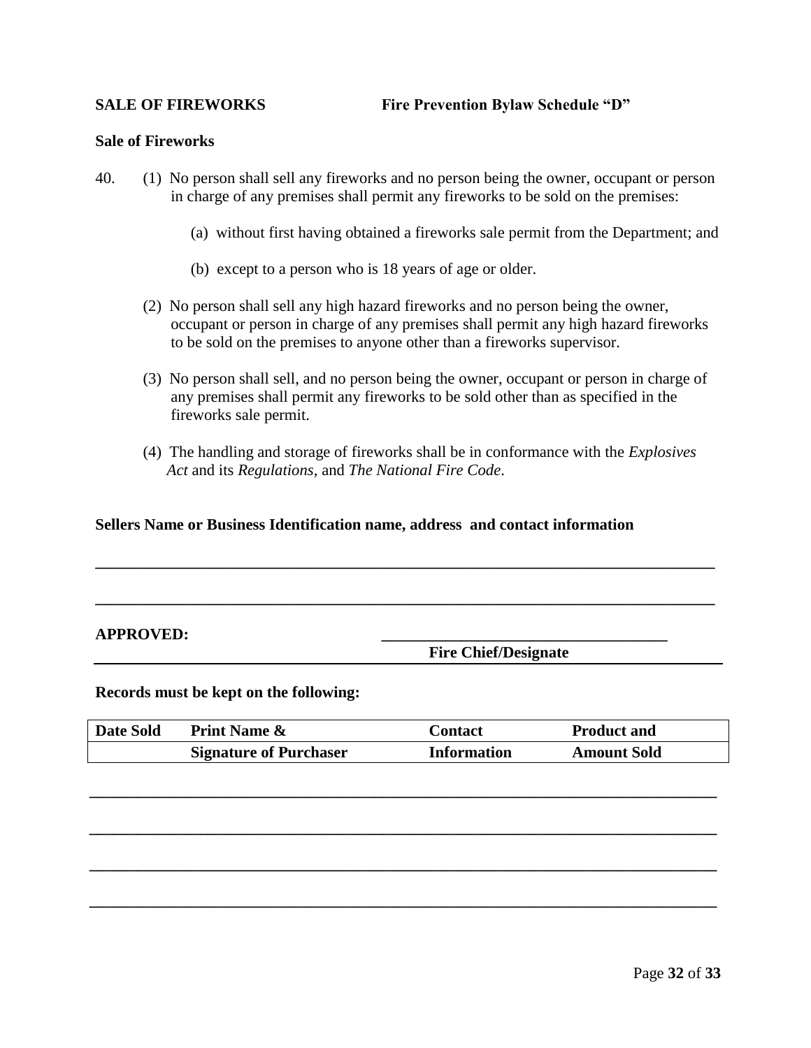**SALE OF FIREWORKS** **Fire Prevention Bylaw Schedule "D"**

**Sale of Fireworks**

40. (1) No person shall sell any fireworks and no person being the owner, occupant or person in charge of any premises shall permit any fireworks to be sold on the premises:

    (a) without first having obtained a fireworks sale permit from the Department; and

    (b) except to a person who is 18 years of age or older.

    (2) No person shall sell any high hazard fireworks and no person being the owner, occupant or person in charge of any premises shall permit any high hazard fireworks to be sold on the premises to anyone other than a fireworks supervisor.

    (3) No person shall sell, and no person being the owner, occupant or person in charge of any premises shall permit any fireworks to be sold other than as specified in the fireworks sale permit.

    (4) The handling and storage of fireworks shall be in conformance with the *Explosives Act* and its *Regulations*, and *The National Fire Code*.

**Sellers Name or Business Identification name, address and contact information**

\_\_\_\_\_\_\_\_\_\_\_\_\_\_\_\_\_\_\_\_\_\_\_\_\_\_\_\_\_\_\_\_\_\_\_\_\_\_\_\_\_\_\_\_\_\_\_\_\_\_\_\_\_\_\_\_\_\_\_\_\_\_\_\_\_\_\_\_\_\_\_\_\_\_\_\_

\_\_\_\_\_\_\_\_\_\_\_\_\_\_\_\_\_\_\_\_\_\_\_\_\_\_\_\_\_\_\_\_\_\_\_\_\_\_\_\_\_\_\_\_\_\_\_\_\_\_\_\_\_\_\_\_\_\_\_\_\_\_\_\_\_\_\_\_\_\_\_\_\_\_\_\_

**APPROVED:** \_\_\_\_\_\_\_\_\_\_\_\_\_\_\_\_\_\_\_\_\_\_\_\_\_\_\_\_\_\_\_\_\_\_\_\_

**Fire Chief/Designate**

**Records must be kept on the following:**

| Date Sold | Print Name & Signature of Purchaser | Contact Information | Product and Amount Sold |
|---|---|---|---|
| | | | |
| | | | |
| | | | |
| | | | |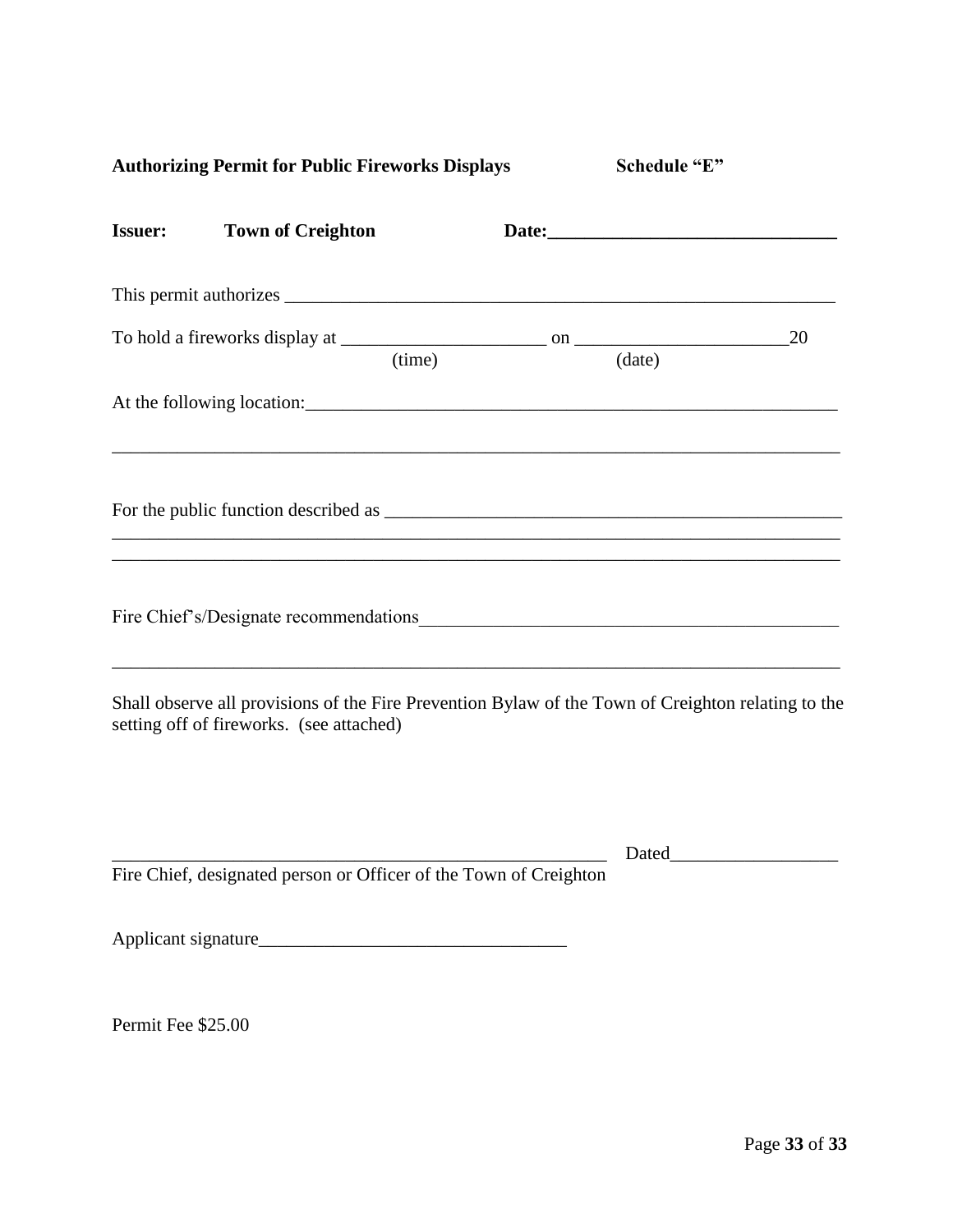**Authorizing Permit for Public Fireworks Displays** **Schedule "E"**

**Issuer:** **Town of Creighton** **Date:_______________________________**

This permit authorizes ____________________________________________________________

To hold a fireworks display at ______________________ on _______________________20
(time) (date)

At the following location:___________________________________________________________

_____________________________________________________________________________

For the public function described as __________________________________________________
_____________________________________________________________________________
_____________________________________________________________________________

Fire Chief's/Designate recommendations_______________________________________________

_____________________________________________________________________________

Shall observe all provisions of the Fire Prevention Bylaw of the Town of Creighton relating to the setting off of fireworks. (see attached)

_______________________________________________________ Dated__________________
Fire Chief, designated person or Officer of the Town of Creighton

Applicant signature_________________________________

Permit Fee $25.00